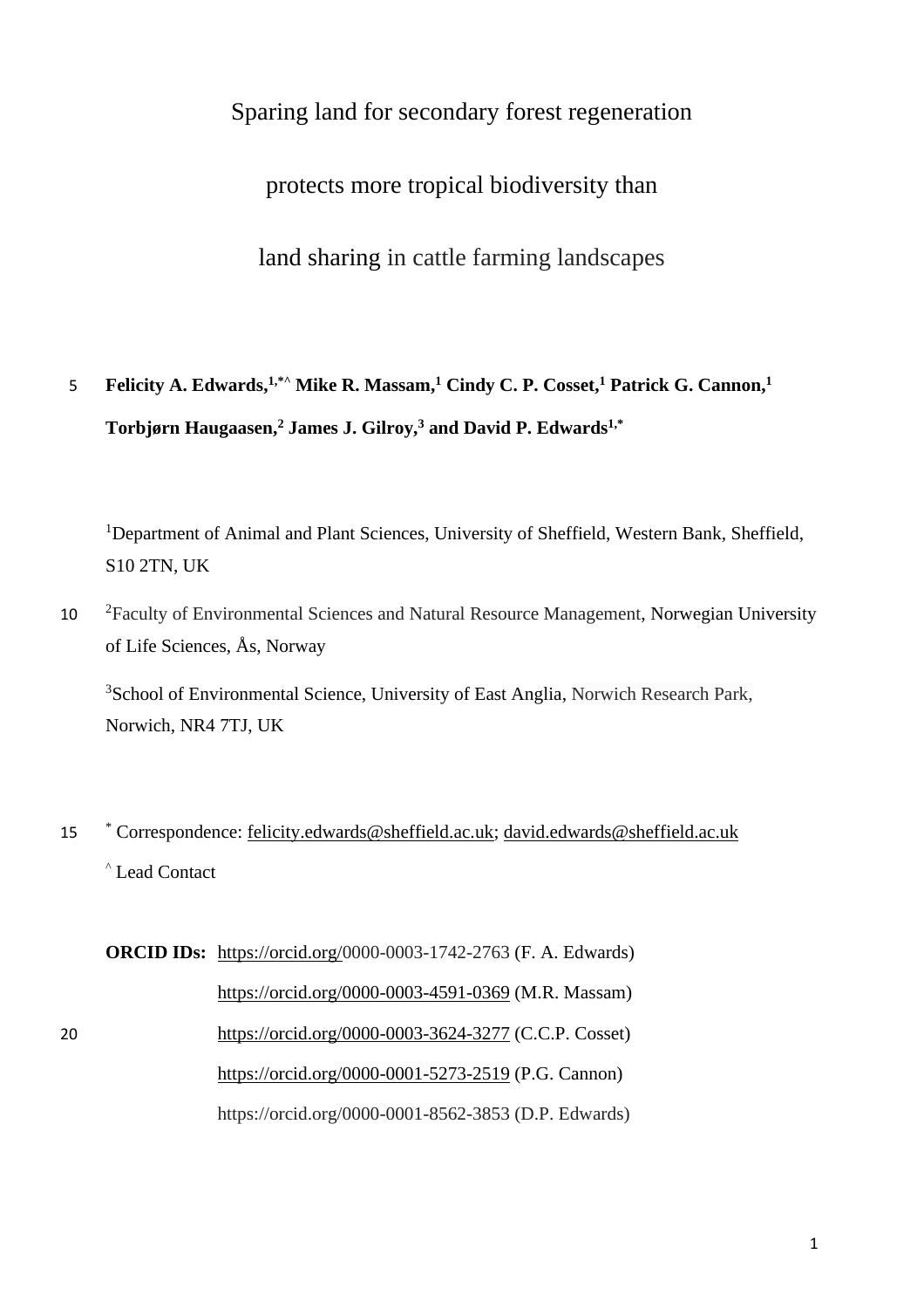# Sparing land for secondary forest regeneration protects more tropical biodiversity than land sharing in cattle farming landscapes

**Felicity A. Edwards,[1,*^] Mike R. Massam,[1] Cindy C. P. Cosset,[1] Patrick G. Cannon,[1] Torbjørn Haugaasen,[2] James J. Gilroy,[3] and David P. Edwards[1,*]**

[1]Department of Animal and Plant Sciences, University of Sheffield, Western Bank, Sheffield, S10 2TN, UK

[2]Faculty of Environmental Sciences and Natural Resource Management, Norwegian University of Life Sciences, Ås, Norway

[3]School of Environmental Science, University of East Anglia, Norwich Research Park, Norwich, NR4 7TJ, UK

[*] Correspondence: felicity.edwards@sheffield.ac.uk; david.edwards@sheffield.ac.uk

[^] Lead Contact

**ORCID IDs:** https://orcid.org/0000-0003-1742-2763 (F. A. Edwards)
https://orcid.org/0000-0003-4591-0369 (M.R. Massam)
https://orcid.org/0000-0003-3624-3277 (C.C.P. Cosset)
https://orcid.org/0000-0001-5273-2519 (P.G. Cannon)
https://orcid.org/0000-0001-8562-3853 (D.P. Edwards)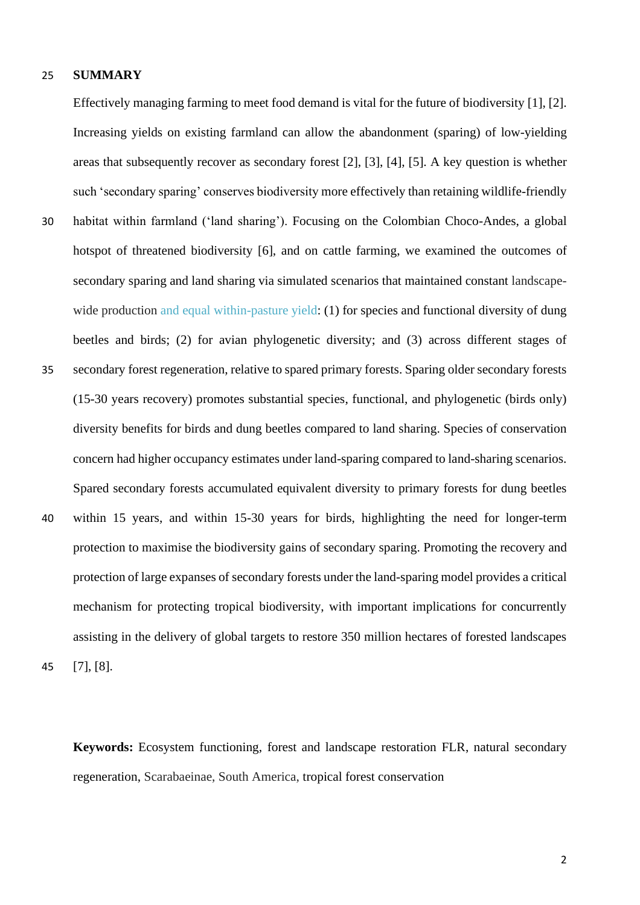## SUMMARY

Effectively managing farming to meet food demand is vital for the future of biodiversity [1], [2]. Increasing yields on existing farmland can allow the abandonment (sparing) of low-yielding areas that subsequently recover as secondary forest [2], [3], [4], [5]. A key question is whether such 'secondary sparing' conserves biodiversity more effectively than retaining wildlife-friendly habitat within farmland ('land sharing'). Focusing on the Colombian Choco-Andes, a global hotspot of threatened biodiversity [6], and on cattle farming, we examined the outcomes of secondary sparing and land sharing via simulated scenarios that maintained constant landscape-wide production and equal within-pasture yield: (1) for species and functional diversity of dung beetles and birds; (2) for avian phylogenetic diversity; and (3) across different stages of secondary forest regeneration, relative to spared primary forests. Sparing older secondary forests (15-30 years recovery) promotes substantial species, functional, and phylogenetic (birds only) diversity benefits for birds and dung beetles compared to land sharing. Species of conservation concern had higher occupancy estimates under land-sparing compared to land-sharing scenarios. Spared secondary forests accumulated equivalent diversity to primary forests for dung beetles within 15 years, and within 15-30 years for birds, highlighting the need for longer-term protection to maximise the biodiversity gains of secondary sparing. Promoting the recovery and protection of large expanses of secondary forests under the land-sparing model provides a critical mechanism for protecting tropical biodiversity, with important implications for concurrently assisting in the delivery of global targets to restore 350 million hectares of forested landscapes [7], [8].

**Keywords:** Ecosystem functioning, forest and landscape restoration FLR, natural secondary regeneration, Scarabaeinae, South America, tropical forest conservation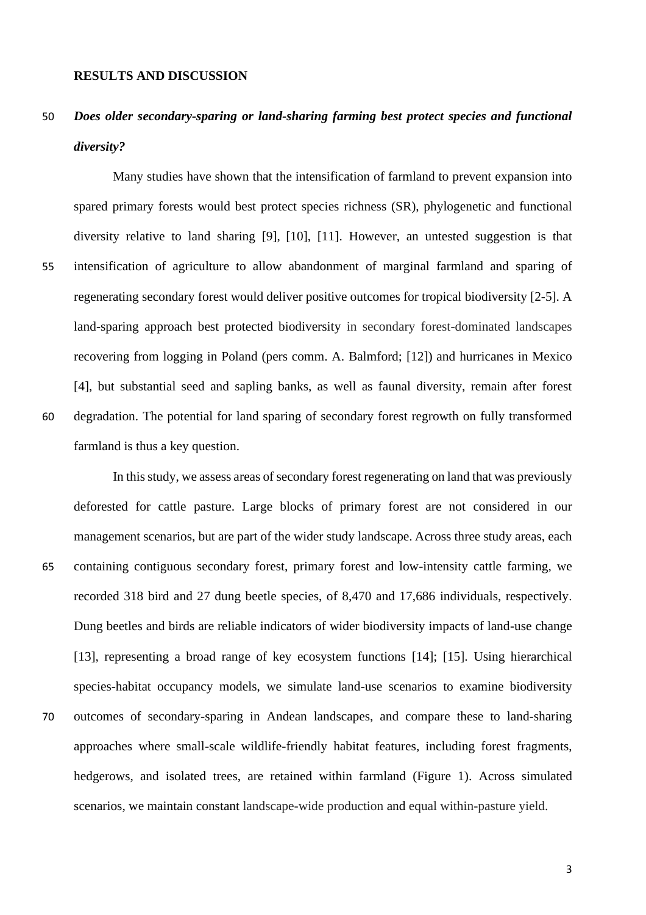## RESULTS AND DISCUSSION

### *Does older secondary-sparing or land-sharing farming best protect species and functional diversity?*

Many studies have shown that the intensification of farmland to prevent expansion into spared primary forests would best protect species richness (SR), phylogenetic and functional diversity relative to land sharing [9], [10], [11]. However, an untested suggestion is that intensification of agriculture to allow abandonment of marginal farmland and sparing of regenerating secondary forest would deliver positive outcomes for tropical biodiversity [2-5]. A land-sparing approach best protected biodiversity in secondary forest-dominated landscapes recovering from logging in Poland (pers comm. A. Balmford; [12]) and hurricanes in Mexico [4], but substantial seed and sapling banks, as well as faunal diversity, remain after forest degradation. The potential for land sparing of secondary forest regrowth on fully transformed farmland is thus a key question.

In this study, we assess areas of secondary forest regenerating on land that was previously deforested for cattle pasture. Large blocks of primary forest are not considered in our management scenarios, but are part of the wider study landscape. Across three study areas, each containing contiguous secondary forest, primary forest and low-intensity cattle farming, we recorded 318 bird and 27 dung beetle species, of 8,470 and 17,686 individuals, respectively. Dung beetles and birds are reliable indicators of wider biodiversity impacts of land-use change [13], representing a broad range of key ecosystem functions [14]; [15]. Using hierarchical species-habitat occupancy models, we simulate land-use scenarios to examine biodiversity outcomes of secondary-sparing in Andean landscapes, and compare these to land-sharing approaches where small-scale wildlife-friendly habitat features, including forest fragments, hedgerows, and isolated trees, are retained within farmland (Figure 1). Across simulated scenarios, we maintain constant landscape-wide production and equal within-pasture yield.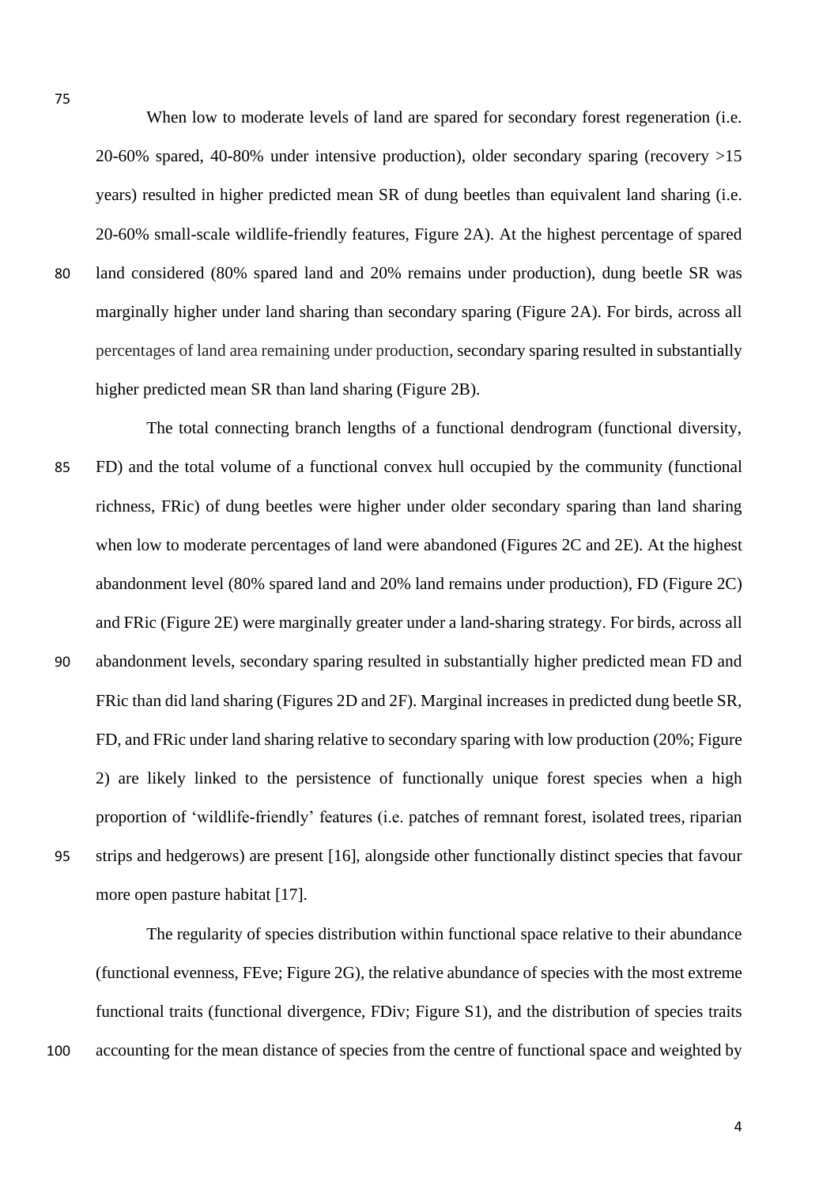When low to moderate levels of land are spared for secondary forest regeneration (i.e. 20-60% spared, 40-80% under intensive production), older secondary sparing (recovery >15 years) resulted in higher predicted mean SR of dung beetles than equivalent land sharing (i.e. 20-60% small-scale wildlife-friendly features, Figure 2A). At the highest percentage of spared land considered (80% spared land and 20% remains under production), dung beetle SR was marginally higher under land sharing than secondary sparing (Figure 2A). For birds, across all percentages of land area remaining under production, secondary sparing resulted in substantially higher predicted mean SR than land sharing (Figure 2B).

The total connecting branch lengths of a functional dendrogram (functional diversity, FD) and the total volume of a functional convex hull occupied by the community (functional richness, FRic) of dung beetles were higher under older secondary sparing than land sharing when low to moderate percentages of land were abandoned (Figures 2C and 2E). At the highest abandonment level (80% spared land and 20% land remains under production), FD (Figure 2C) and FRic (Figure 2E) were marginally greater under a land-sharing strategy. For birds, across all abandonment levels, secondary sparing resulted in substantially higher predicted mean FD and FRic than did land sharing (Figures 2D and 2F). Marginal increases in predicted dung beetle SR, FD, and FRic under land sharing relative to secondary sparing with low production (20%; Figure 2) are likely linked to the persistence of functionally unique forest species when a high proportion of 'wildlife-friendly' features (i.e. patches of remnant forest, isolated trees, riparian strips and hedgerows) are present [16], alongside other functionally distinct species that favour more open pasture habitat [17].

The regularity of species distribution within functional space relative to their abundance (functional evenness, FEve; Figure 2G), the relative abundance of species with the most extreme functional traits (functional divergence, FDiv; Figure S1), and the distribution of species traits accounting for the mean distance of species from the centre of functional space and weighted by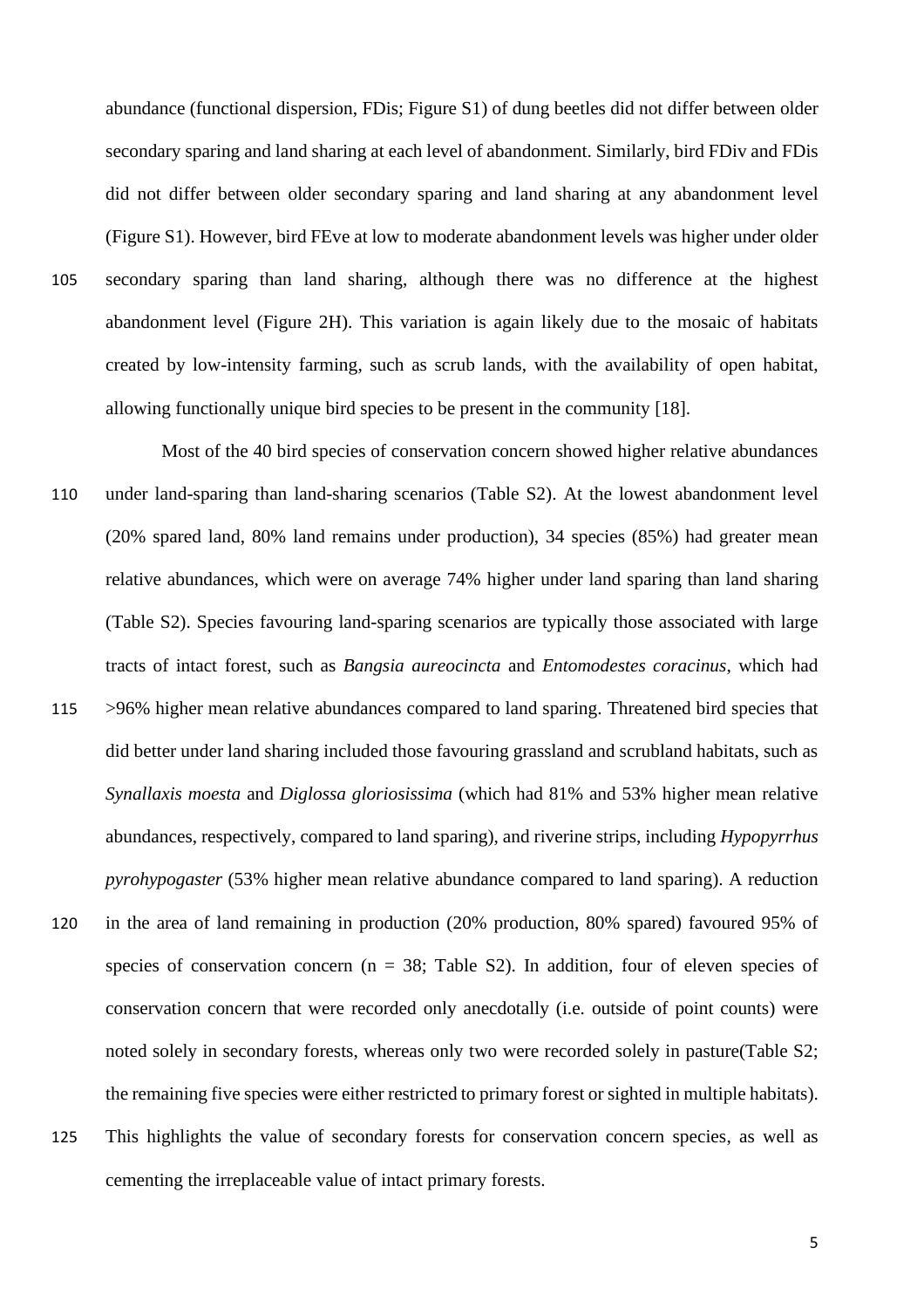abundance (functional dispersion, FDis; Figure S1) of dung beetles did not differ between older secondary sparing and land sharing at each level of abandonment. Similarly, bird FDiv and FDis did not differ between older secondary sparing and land sharing at any abandonment level (Figure S1). However, bird FEve at low to moderate abandonment levels was higher under older secondary sparing than land sharing, although there was no difference at the highest abandonment level (Figure 2H). This variation is again likely due to the mosaic of habitats created by low-intensity farming, such as scrub lands, with the availability of open habitat, allowing functionally unique bird species to be present in the community [18].

Most of the 40 bird species of conservation concern showed higher relative abundances under land-sparing than land-sharing scenarios (Table S2). At the lowest abandonment level (20% spared land, 80% land remains under production), 34 species (85%) had greater mean relative abundances, which were on average 74% higher under land sparing than land sharing (Table S2). Species favouring land-sparing scenarios are typically those associated with large tracts of intact forest, such as *Bangsia aureocincta* and *Entomodestes coracinus*, which had >96% higher mean relative abundances compared to land sparing. Threatened bird species that did better under land sharing included those favouring grassland and scrubland habitats, such as *Synallaxis moesta* and *Diglossa gloriosissima* (which had 81% and 53% higher mean relative abundances, respectively, compared to land sparing), and riverine strips, including *Hypopyrrhus pyrohypogaster* (53% higher mean relative abundance compared to land sparing). A reduction in the area of land remaining in production (20% production, 80% spared) favoured 95% of species of conservation concern (n = 38; Table S2). In addition, four of eleven species of conservation concern that were recorded only anecdotally (i.e. outside of point counts) were noted solely in secondary forests, whereas only two were recorded solely in pasture(Table S2; the remaining five species were either restricted to primary forest or sighted in multiple habitats). This highlights the value of secondary forests for conservation concern species, as well as cementing the irreplaceable value of intact primary forests.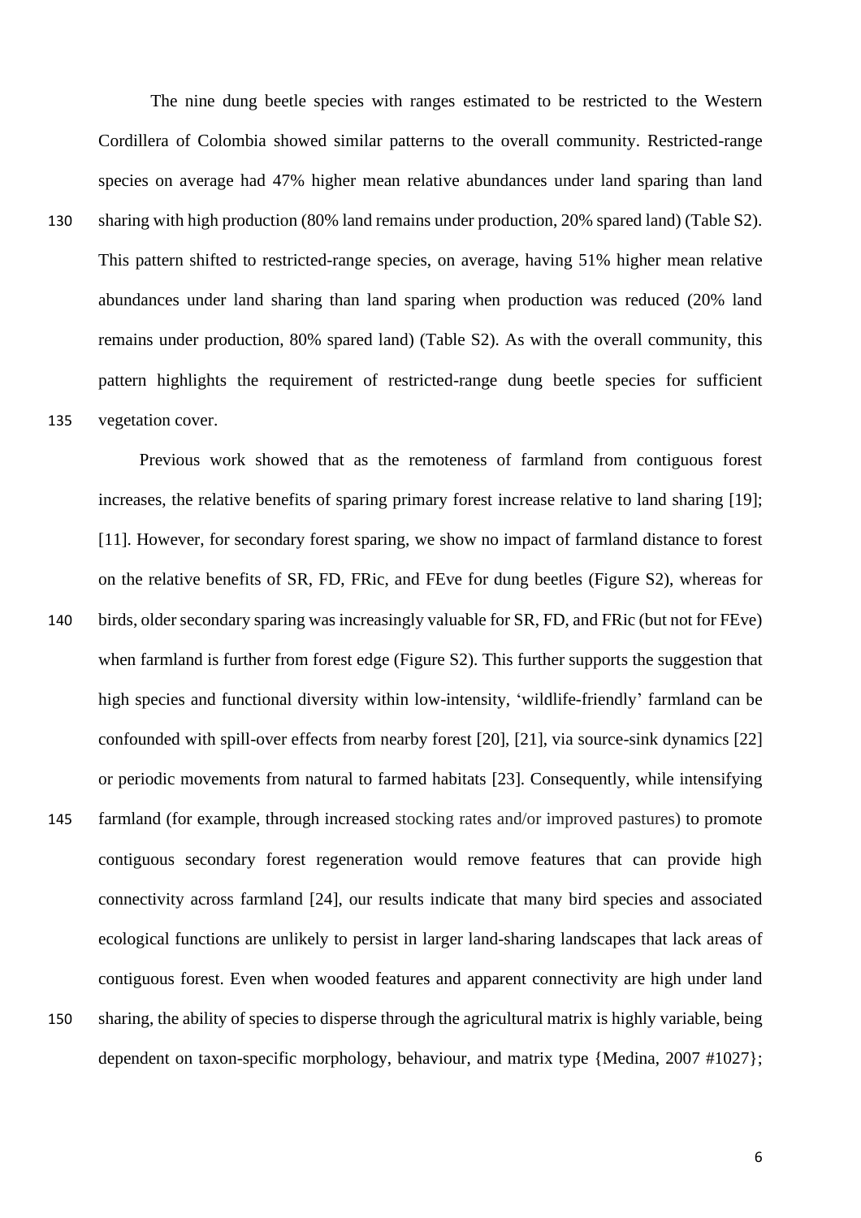The nine dung beetle species with ranges estimated to be restricted to the Western Cordillera of Colombia showed similar patterns to the overall community. Restricted-range species on average had 47% higher mean relative abundances under land sparing than land sharing with high production (80% land remains under production, 20% spared land) (Table S2). This pattern shifted to restricted-range species, on average, having 51% higher mean relative abundances under land sharing than land sparing when production was reduced (20% land remains under production, 80% spared land) (Table S2). As with the overall community, this pattern highlights the requirement of restricted-range dung beetle species for sufficient vegetation cover.

Previous work showed that as the remoteness of farmland from contiguous forest increases, the relative benefits of sparing primary forest increase relative to land sharing [19]; [11]. However, for secondary forest sparing, we show no impact of farmland distance to forest on the relative benefits of SR, FD, FRic, and FEve for dung beetles (Figure S2), whereas for birds, older secondary sparing was increasingly valuable for SR, FD, and FRic (but not for FEve) when farmland is further from forest edge (Figure S2). This further supports the suggestion that high species and functional diversity within low-intensity, 'wildlife-friendly' farmland can be confounded with spill-over effects from nearby forest [20], [21], via source-sink dynamics [22] or periodic movements from natural to farmed habitats [23]. Consequently, while intensifying farmland (for example, through increased stocking rates and/or improved pastures) to promote contiguous secondary forest regeneration would remove features that can provide high connectivity across farmland [24], our results indicate that many bird species and associated ecological functions are unlikely to persist in larger land-sharing landscapes that lack areas of contiguous forest. Even when wooded features and apparent connectivity are high under land sharing, the ability of species to disperse through the agricultural matrix is highly variable, being dependent on taxon-specific morphology, behaviour, and matrix type {Medina, 2007 #1027};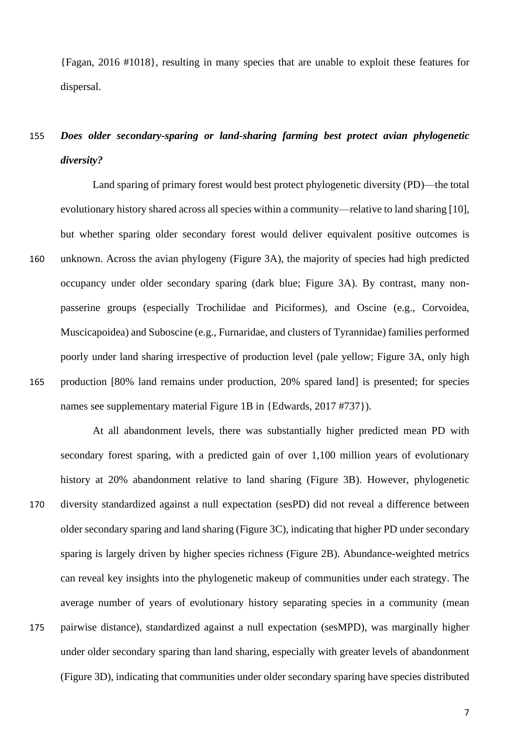{Fagan, 2016 #1018}, resulting in many species that are unable to exploit these features for dispersal.

### *Does older secondary-sparing or land-sharing farming best protect avian phylogenetic diversity?*

Land sparing of primary forest would best protect phylogenetic diversity (PD)—the total evolutionary history shared across all species within a community—relative to land sharing [10], but whether sparing older secondary forest would deliver equivalent positive outcomes is unknown. Across the avian phylogeny (Figure 3A), the majority of species had high predicted occupancy under older secondary sparing (dark blue; Figure 3A). By contrast, many non-passerine groups (especially Trochilidae and Piciformes), and Oscine (e.g., Corvoidea, Muscicapoidea) and Suboscine (e.g., Furnaridae, and clusters of Tyrannidae) families performed poorly under land sharing irrespective of production level (pale yellow; Figure 3A, only high production [80% land remains under production, 20% spared land] is presented; for species names see supplementary material Figure 1B in {Edwards, 2017 #737}).

At all abandonment levels, there was substantially higher predicted mean PD with secondary forest sparing, with a predicted gain of over 1,100 million years of evolutionary history at 20% abandonment relative to land sharing (Figure 3B). However, phylogenetic diversity standardized against a null expectation (sesPD) did not reveal a difference between older secondary sparing and land sharing (Figure 3C), indicating that higher PD under secondary sparing is largely driven by higher species richness (Figure 2B). Abundance-weighted metrics can reveal key insights into the phylogenetic makeup of communities under each strategy. The average number of years of evolutionary history separating species in a community (mean pairwise distance), standardized against a null expectation (sesMPD), was marginally higher under older secondary sparing than land sharing, especially with greater levels of abandonment (Figure 3D), indicating that communities under older secondary sparing have species distributed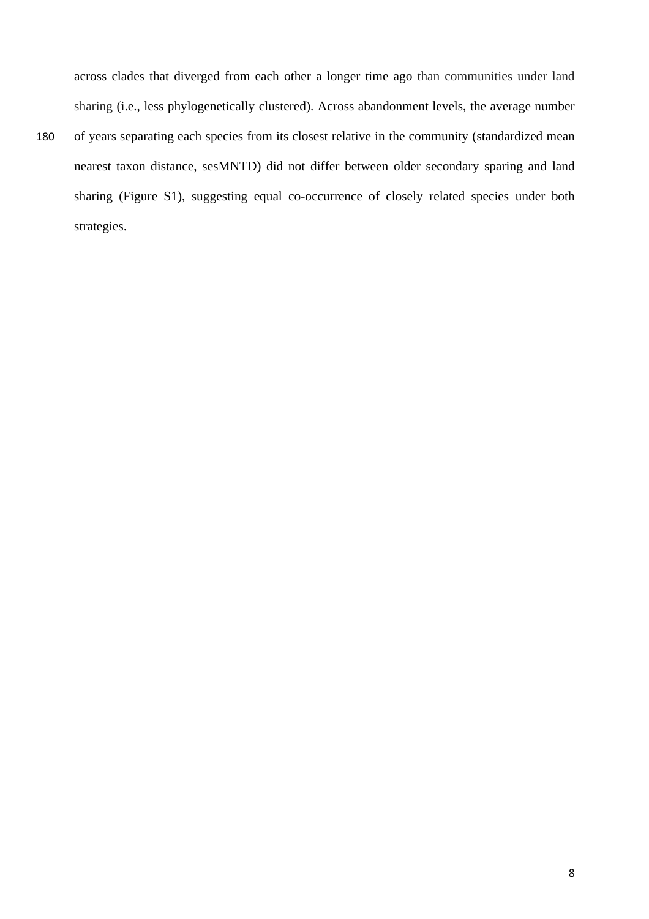across clades that diverged from each other a longer time ago than communities under land sharing (i.e., less phylogenetically clustered). Across abandonment levels, the average number of years separating each species from its closest relative in the community (standardized mean nearest taxon distance, sesMNTD) did not differ between older secondary sparing and land sharing (Figure S1), suggesting equal co-occurrence of closely related species under both strategies.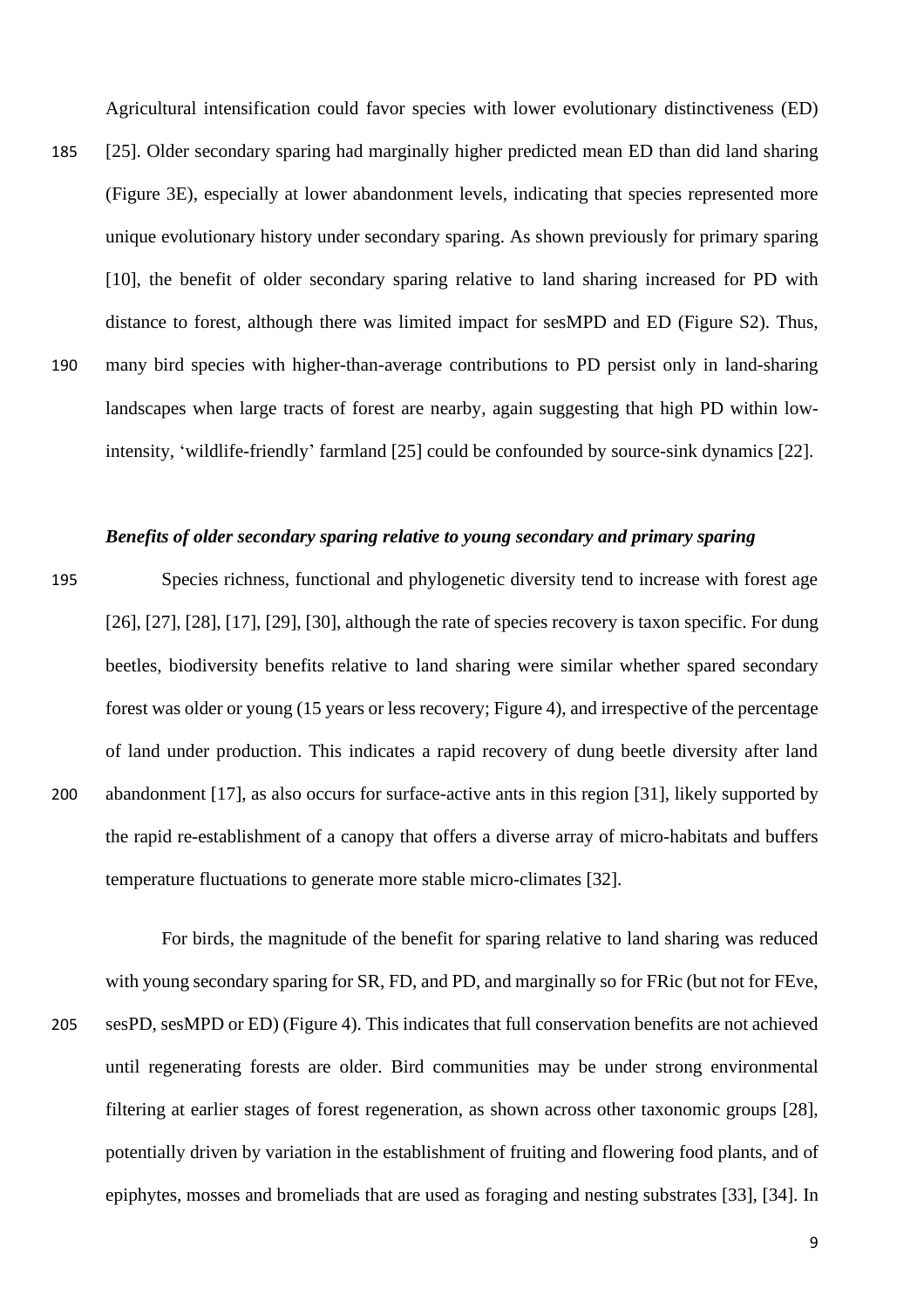Agricultural intensification could favor species with lower evolutionary distinctiveness (ED) [25]. Older secondary sparing had marginally higher predicted mean ED than did land sharing (Figure 3E), especially at lower abandonment levels, indicating that species represented more unique evolutionary history under secondary sparing. As shown previously for primary sparing [10], the benefit of older secondary sparing relative to land sharing increased for PD with distance to forest, although there was limited impact for sesMPD and ED (Figure S2). Thus, many bird species with higher-than-average contributions to PD persist only in land-sharing landscapes when large tracts of forest are nearby, again suggesting that high PD within low-intensity, 'wildlife-friendly' farmland [25] could be confounded by source-sink dynamics [22].

### *Benefits of older secondary sparing relative to young secondary and primary sparing*

Species richness, functional and phylogenetic diversity tend to increase with forest age [26], [27], [28], [17], [29], [30], although the rate of species recovery is taxon specific. For dung beetles, biodiversity benefits relative to land sharing were similar whether spared secondary forest was older or young (15 years or less recovery; Figure 4), and irrespective of the percentage of land under production. This indicates a rapid recovery of dung beetle diversity after land abandonment [17], as also occurs for surface-active ants in this region [31], likely supported by the rapid re-establishment of a canopy that offers a diverse array of micro-habitats and buffers temperature fluctuations to generate more stable micro-climates [32].

For birds, the magnitude of the benefit for sparing relative to land sharing was reduced with young secondary sparing for SR, FD, and PD, and marginally so for FRic (but not for FEve, sesPD, sesMPD or ED) (Figure 4). This indicates that full conservation benefits are not achieved until regenerating forests are older. Bird communities may be under strong environmental filtering at earlier stages of forest regeneration, as shown across other taxonomic groups [28], potentially driven by variation in the establishment of fruiting and flowering food plants, and of epiphytes, mosses and bromeliads that are used as foraging and nesting substrates [33], [34]. In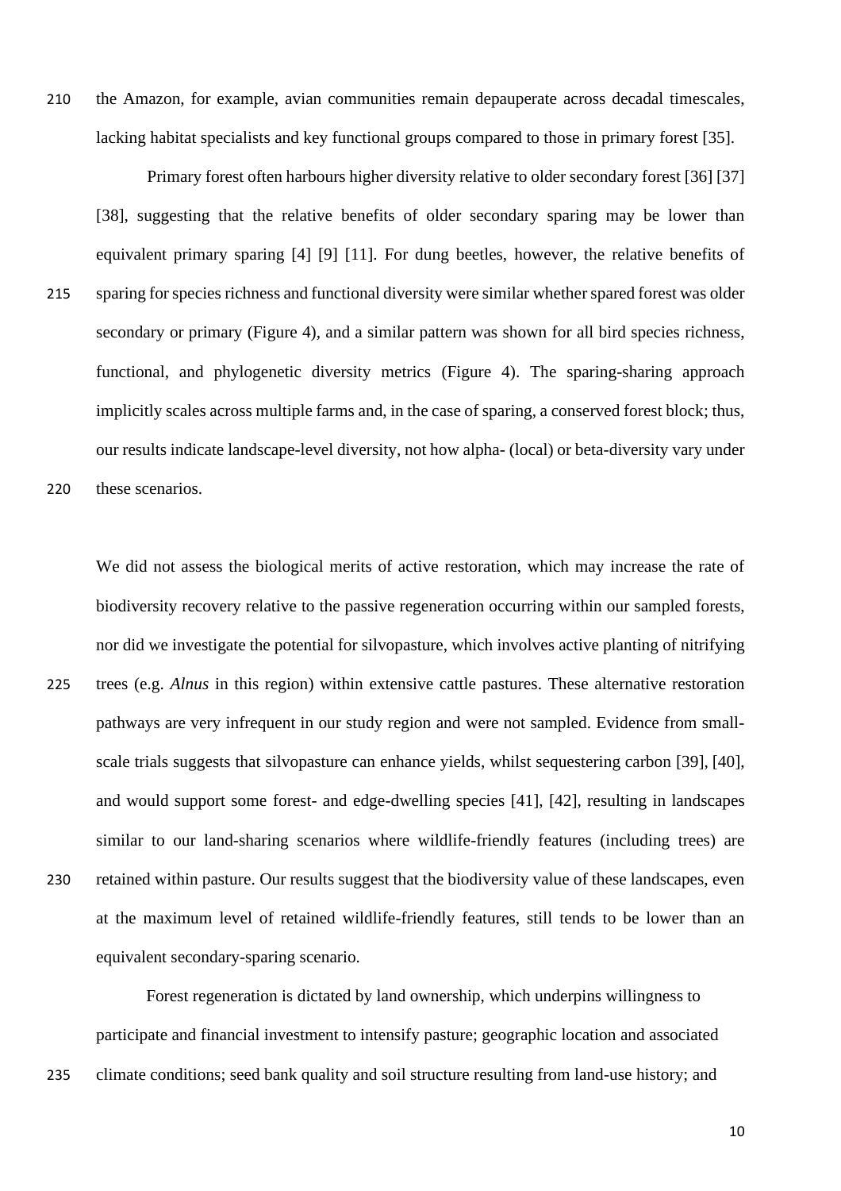the Amazon, for example, avian communities remain depauperate across decadal timescales, lacking habitat specialists and key functional groups compared to those in primary forest [35].

Primary forest often harbours higher diversity relative to older secondary forest [36] [37] [38], suggesting that the relative benefits of older secondary sparing may be lower than equivalent primary sparing [4] [9] [11]. For dung beetles, however, the relative benefits of sparing for species richness and functional diversity were similar whether spared forest was older secondary or primary (Figure 4), and a similar pattern was shown for all bird species richness, functional, and phylogenetic diversity metrics (Figure 4). The sparing-sharing approach implicitly scales across multiple farms and, in the case of sparing, a conserved forest block; thus, our results indicate landscape-level diversity, not how alpha- (local) or beta-diversity vary under these scenarios.

We did not assess the biological merits of active restoration, which may increase the rate of biodiversity recovery relative to the passive regeneration occurring within our sampled forests, nor did we investigate the potential for silvopasture, which involves active planting of nitrifying trees (e.g. *Alnus* in this region) within extensive cattle pastures. These alternative restoration pathways are very infrequent in our study region and were not sampled. Evidence from small-scale trials suggests that silvopasture can enhance yields, whilst sequestering carbon [39], [40], and would support some forest- and edge-dwelling species [41], [42], resulting in landscapes similar to our land-sharing scenarios where wildlife-friendly features (including trees) are retained within pasture. Our results suggest that the biodiversity value of these landscapes, even at the maximum level of retained wildlife-friendly features, still tends to be lower than an equivalent secondary-sparing scenario.

Forest regeneration is dictated by land ownership, which underpins willingness to participate and financial investment to intensify pasture; geographic location and associated climate conditions; seed bank quality and soil structure resulting from land-use history; and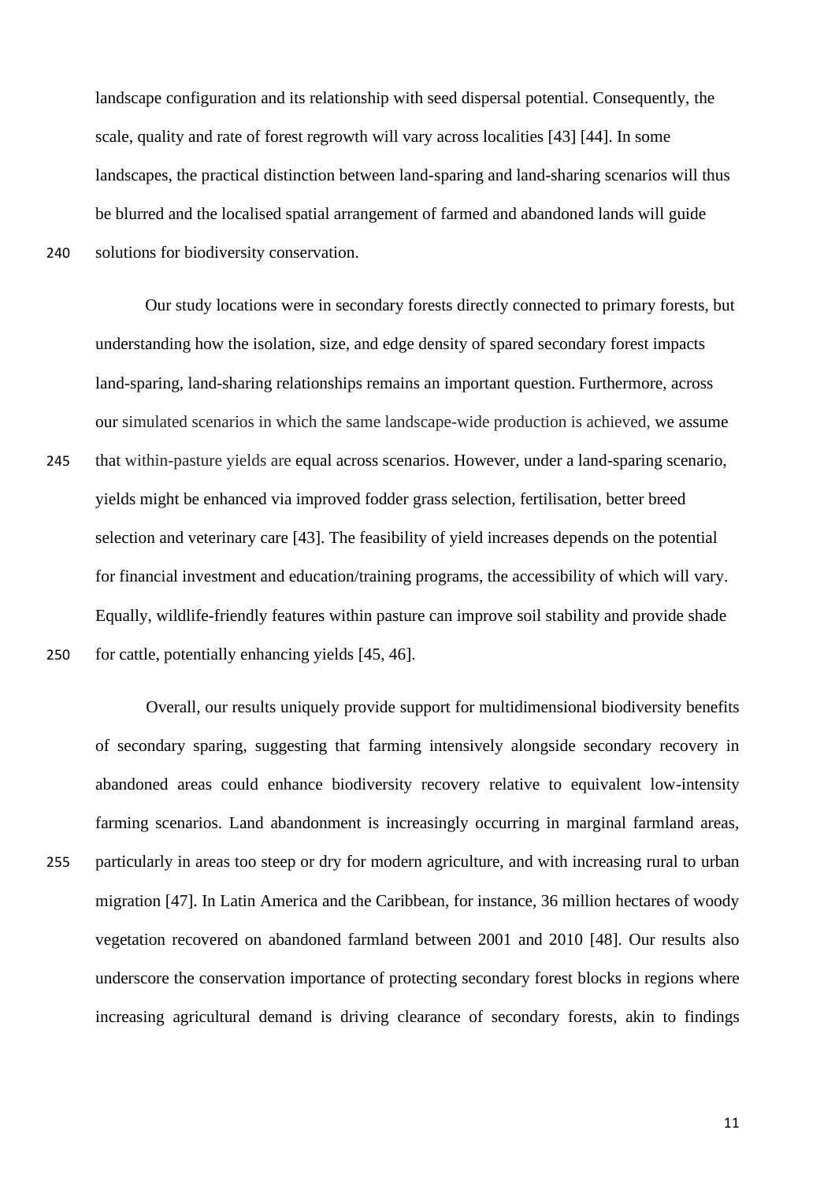landscape configuration and its relationship with seed dispersal potential. Consequently, the scale, quality and rate of forest regrowth will vary across localities [43] [44]. In some landscapes, the practical distinction between land-sparing and land-sharing scenarios will thus be blurred and the localised spatial arrangement of farmed and abandoned lands will guide solutions for biodiversity conservation.

Our study locations were in secondary forests directly connected to primary forests, but understanding how the isolation, size, and edge density of spared secondary forest impacts land-sparing, land-sharing relationships remains an important question. Furthermore, across our simulated scenarios in which the same landscape-wide production is achieved, we assume that within-pasture yields are equal across scenarios. However, under a land-sparing scenario, yields might be enhanced via improved fodder grass selection, fertilisation, better breed selection and veterinary care [43]. The feasibility of yield increases depends on the potential for financial investment and education/training programs, the accessibility of which will vary. Equally, wildlife-friendly features within pasture can improve soil stability and provide shade for cattle, potentially enhancing yields [45, 46].

Overall, our results uniquely provide support for multidimensional biodiversity benefits of secondary sparing, suggesting that farming intensively alongside secondary recovery in abandoned areas could enhance biodiversity recovery relative to equivalent low-intensity farming scenarios. Land abandonment is increasingly occurring in marginal farmland areas, particularly in areas too steep or dry for modern agriculture, and with increasing rural to urban migration [47]. In Latin America and the Caribbean, for instance, 36 million hectares of woody vegetation recovered on abandoned farmland between 2001 and 2010 [48]. Our results also underscore the conservation importance of protecting secondary forest blocks in regions where increasing agricultural demand is driving clearance of secondary forests, akin to findings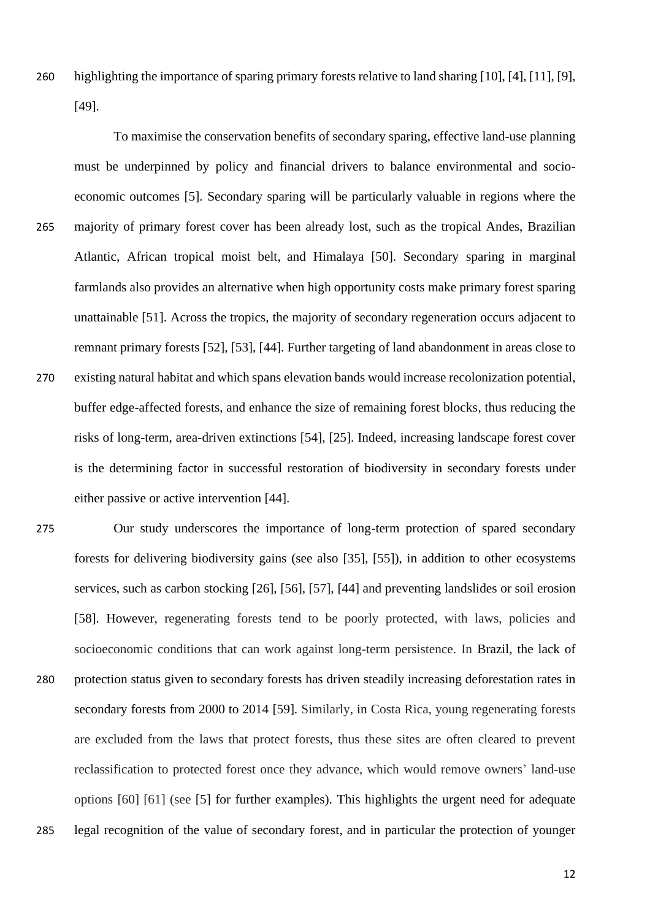highlighting the importance of sparing primary forests relative to land sharing [10], [4], [11], [9], [49].

To maximise the conservation benefits of secondary sparing, effective land-use planning must be underpinned by policy and financial drivers to balance environmental and socio-economic outcomes [5]. Secondary sparing will be particularly valuable in regions where the majority of primary forest cover has been already lost, such as the tropical Andes, Brazilian Atlantic, African tropical moist belt, and Himalaya [50]. Secondary sparing in marginal farmlands also provides an alternative when high opportunity costs make primary forest sparing unattainable [51]. Across the tropics, the majority of secondary regeneration occurs adjacent to remnant primary forests [52], [53], [44]. Further targeting of land abandonment in areas close to existing natural habitat and which spans elevation bands would increase recolonization potential, buffer edge-affected forests, and enhance the size of remaining forest blocks, thus reducing the risks of long-term, area-driven extinctions [54], [25]. Indeed, increasing landscape forest cover is the determining factor in successful restoration of biodiversity in secondary forests under either passive or active intervention [44].

Our study underscores the importance of long-term protection of spared secondary forests for delivering biodiversity gains (see also [35], [55]), in addition to other ecosystems services, such as carbon stocking [26], [56], [57], [44] and preventing landslides or soil erosion [58]. However, regenerating forests tend to be poorly protected, with laws, policies and socioeconomic conditions that can work against long-term persistence. In Brazil, the lack of protection status given to secondary forests has driven steadily increasing deforestation rates in secondary forests from 2000 to 2014 [59]. Similarly, in Costa Rica, young regenerating forests are excluded from the laws that protect forests, thus these sites are often cleared to prevent reclassification to protected forest once they advance, which would remove owners' land-use options [60] [61] (see [5] for further examples). This highlights the urgent need for adequate legal recognition of the value of secondary forest, and in particular the protection of younger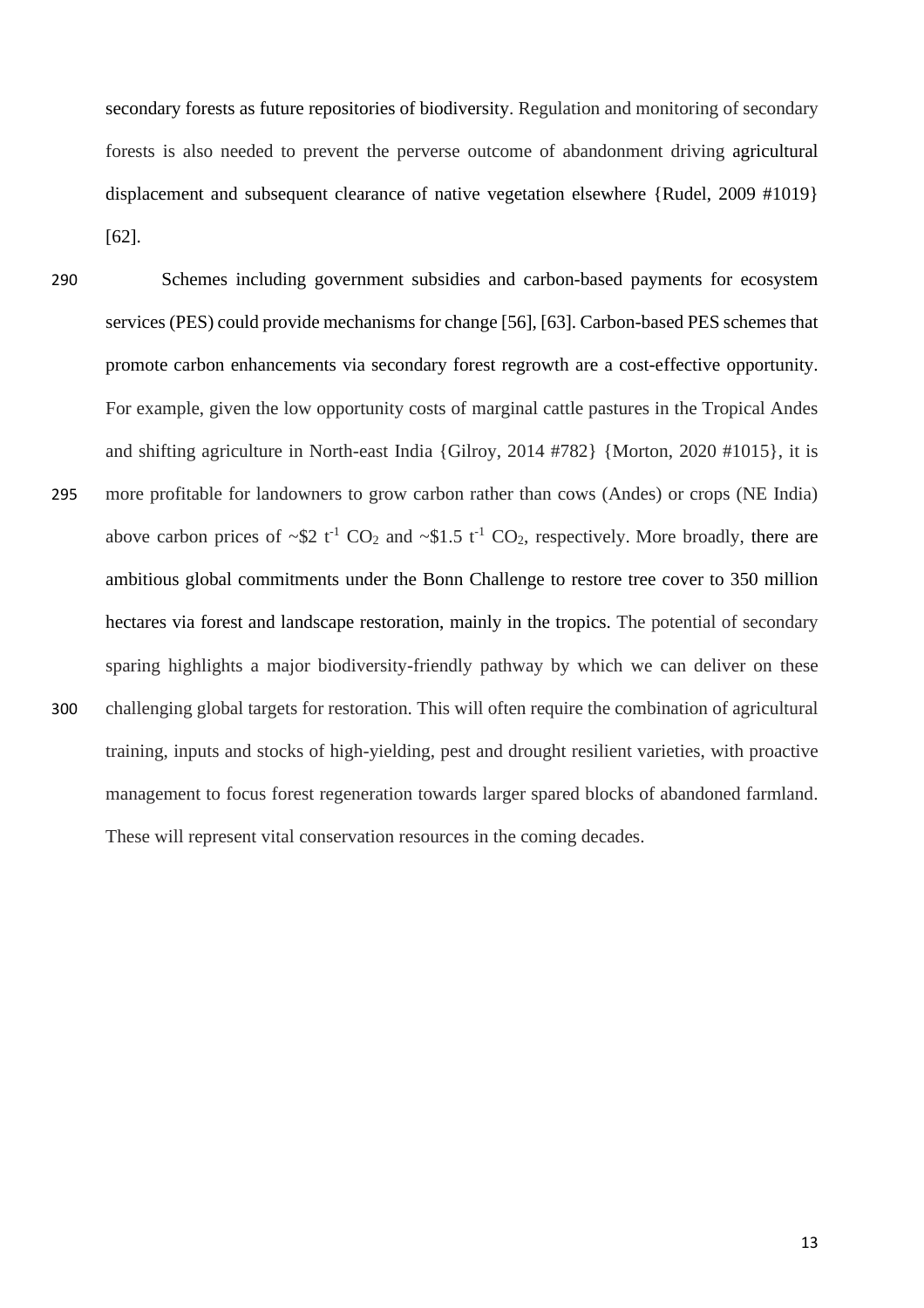secondary forests as future repositories of biodiversity. Regulation and monitoring of secondary forests is also needed to prevent the perverse outcome of abandonment driving agricultural displacement and subsequent clearance of native vegetation elsewhere {Rudel, 2009 #1019} [62].

Schemes including government subsidies and carbon-based payments for ecosystem services (PES) could provide mechanisms for change [56], [63]. Carbon-based PES schemes that promote carbon enhancements via secondary forest regrowth are a cost-effective opportunity. For example, given the low opportunity costs of marginal cattle pastures in the Tropical Andes and shifting agriculture in North-east India {Gilroy, 2014 #782} {Morton, 2020 #1015}, it is more profitable for landowners to grow carbon rather than cows (Andes) or crops (NE India) above carbon prices of ~\$2 $t^{-1}$ $CO_2$ and ~\$1.5 $t^{-1}$ $CO_2$, respectively. More broadly, there are ambitious global commitments under the Bonn Challenge to restore tree cover to 350 million hectares via forest and landscape restoration, mainly in the tropics. The potential of secondary sparing highlights a major biodiversity-friendly pathway by which we can deliver on these challenging global targets for restoration. This will often require the combination of agricultural training, inputs and stocks of high-yielding, pest and drought resilient varieties, with proactive management to focus forest regeneration towards larger spared blocks of abandoned farmland. These will represent vital conservation resources in the coming decades.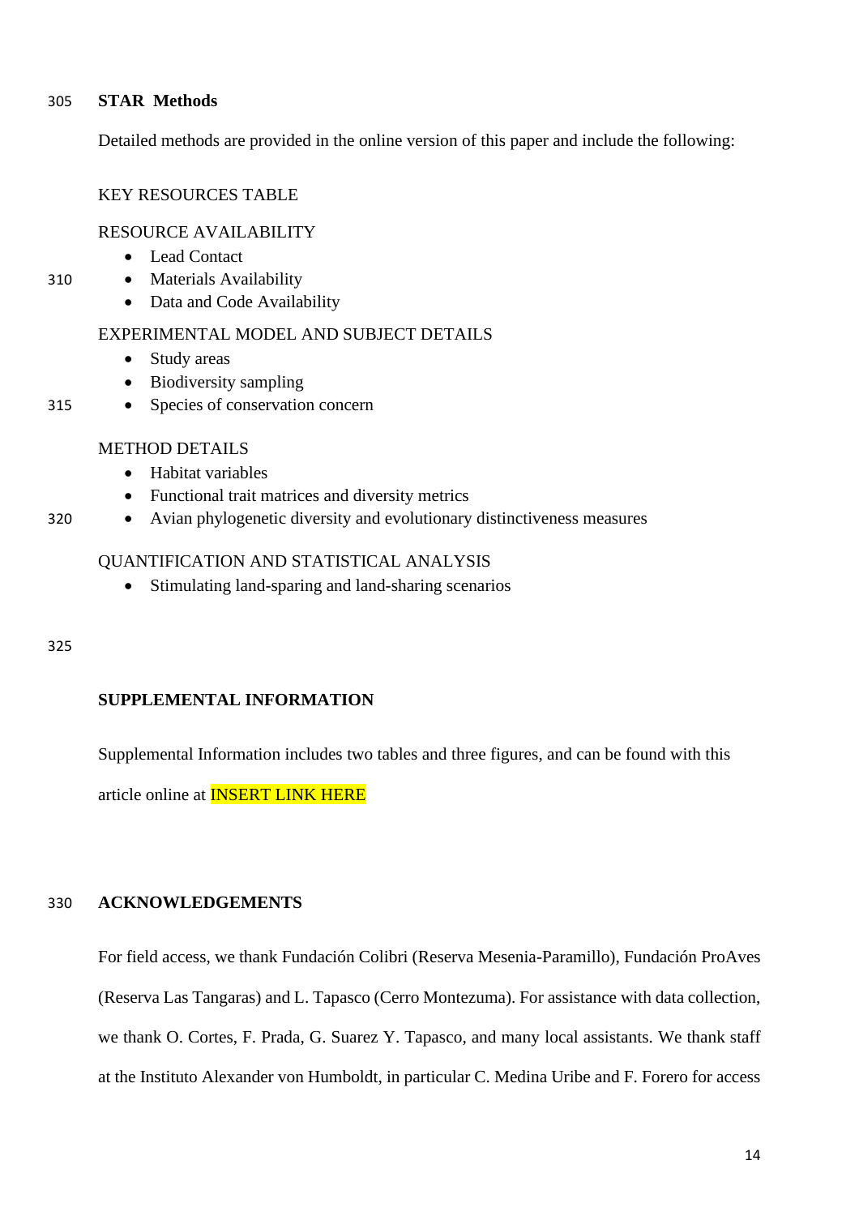## STAR Methods

Detailed methods are provided in the online version of this paper and include the following:

KEY RESOURCES TABLE

RESOURCE AVAILABILITY

- Lead Contact
- Materials Availability
- Data and Code Availability

EXPERIMENTAL MODEL AND SUBJECT DETAILS

- Study areas
- Biodiversity sampling
- Species of conservation concern

METHOD DETAILS

- Habitat variables
- Functional trait matrices and diversity metrics
- Avian phylogenetic diversity and evolutionary distinctiveness measures

QUANTIFICATION AND STATISTICAL ANALYSIS

- Stimulating land-sparing and land-sharing scenarios

## SUPPLEMENTAL INFORMATION

Supplemental Information includes two tables and three figures, and can be found with this article online at INSERT LINK HERE

## ACKNOWLEDGEMENTS

For field access, we thank Fundación Colibri (Reserva Mesenia-Paramillo), Fundación ProAves (Reserva Las Tangaras) and L. Tapasco (Cerro Montezuma). For assistance with data collection, we thank O. Cortes, F. Prada, G. Suarez Y. Tapasco, and many local assistants. We thank staff at the Instituto Alexander von Humboldt, in particular C. Medina Uribe and F. Forero for access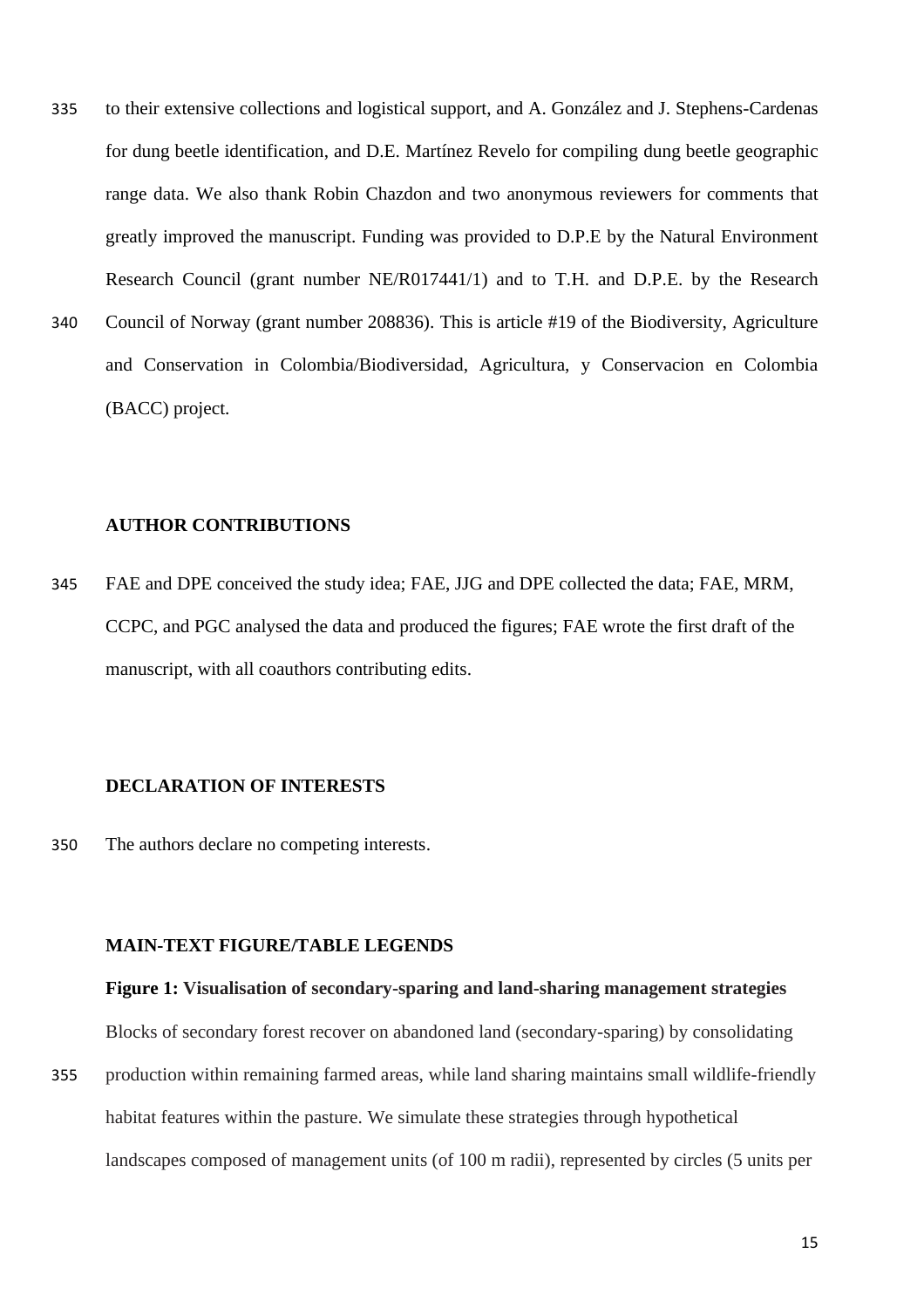to their extensive collections and logistical support, and A. González and J. Stephens-Cardenas for dung beetle identification, and D.E. Martínez Revelo for compiling dung beetle geographic range data. We also thank Robin Chazdon and two anonymous reviewers for comments that greatly improved the manuscript. Funding was provided to D.P.E by the Natural Environment Research Council (grant number NE/R017441/1) and to T.H. and D.P.E. by the Research Council of Norway (grant number 208836). This is article #19 of the Biodiversity, Agriculture and Conservation in Colombia/Biodiversidad, Agricultura, y Conservacion en Colombia (BACC) project.

## AUTHOR CONTRIBUTIONS

FAE and DPE conceived the study idea; FAE, JJG and DPE collected the data; FAE, MRM, CCPC, and PGC analysed the data and produced the figures; FAE wrote the first draft of the manuscript, with all coauthors contributing edits.

## DECLARATION OF INTERESTS

The authors declare no competing interests.

## MAIN-TEXT FIGURE/TABLE LEGENDS

**Figure 1: Visualisation of secondary-sparing and land-sharing management strategies**

Blocks of secondary forest recover on abandoned land (secondary-sparing) by consolidating production within remaining farmed areas, while land sharing maintains small wildlife-friendly habitat features within the pasture. We simulate these strategies through hypothetical landscapes composed of management units (of 100 m radii), represented by circles (5 units per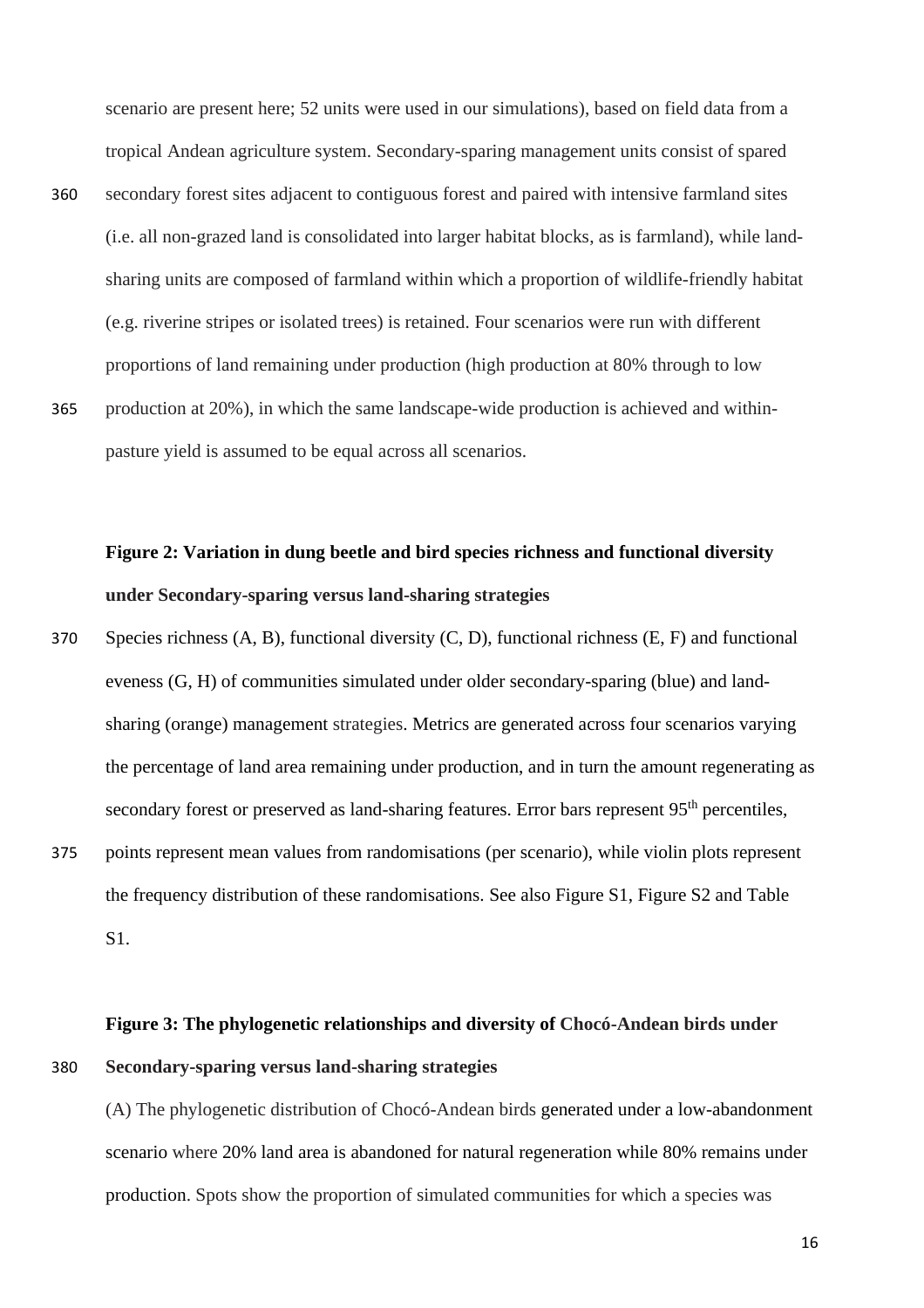scenario are present here; 52 units were used in our simulations), based on field data from a tropical Andean agriculture system. Secondary-sparing management units consist of spared secondary forest sites adjacent to contiguous forest and paired with intensive farmland sites (i.e. all non-grazed land is consolidated into larger habitat blocks, as is farmland), while land-sharing units are composed of farmland within which a proportion of wildlife-friendly habitat (e.g. riverine stripes or isolated trees) is retained. Four scenarios were run with different proportions of land remaining under production (high production at 80% through to low production at 20%), in which the same landscape-wide production is achieved and within-pasture yield is assumed to be equal across all scenarios.

**Figure 2: Variation in dung beetle and bird species richness and functional diversity under Secondary-sparing versus land-sharing strategies**

Species richness (A, B), functional diversity (C, D), functional richness (E, F) and functional eveness (G, H) of communities simulated under older secondary-sparing (blue) and land-sharing (orange) management strategies. Metrics are generated across four scenarios varying the percentage of land area remaining under production, and in turn the amount regenerating as secondary forest or preserved as land-sharing features. Error bars represent 95th percentiles, points represent mean values from randomisations (per scenario), while violin plots represent the frequency distribution of these randomisations. See also Figure S1, Figure S2 and Table S1.

**Figure 3: The phylogenetic relationships and diversity of Chocó-Andean birds under Secondary-sparing versus land-sharing strategies**

(A) The phylogenetic distribution of Chocó-Andean birds generated under a low-abandonment scenario where 20% land area is abandoned for natural regeneration while 80% remains under production. Spots show the proportion of simulated communities for which a species was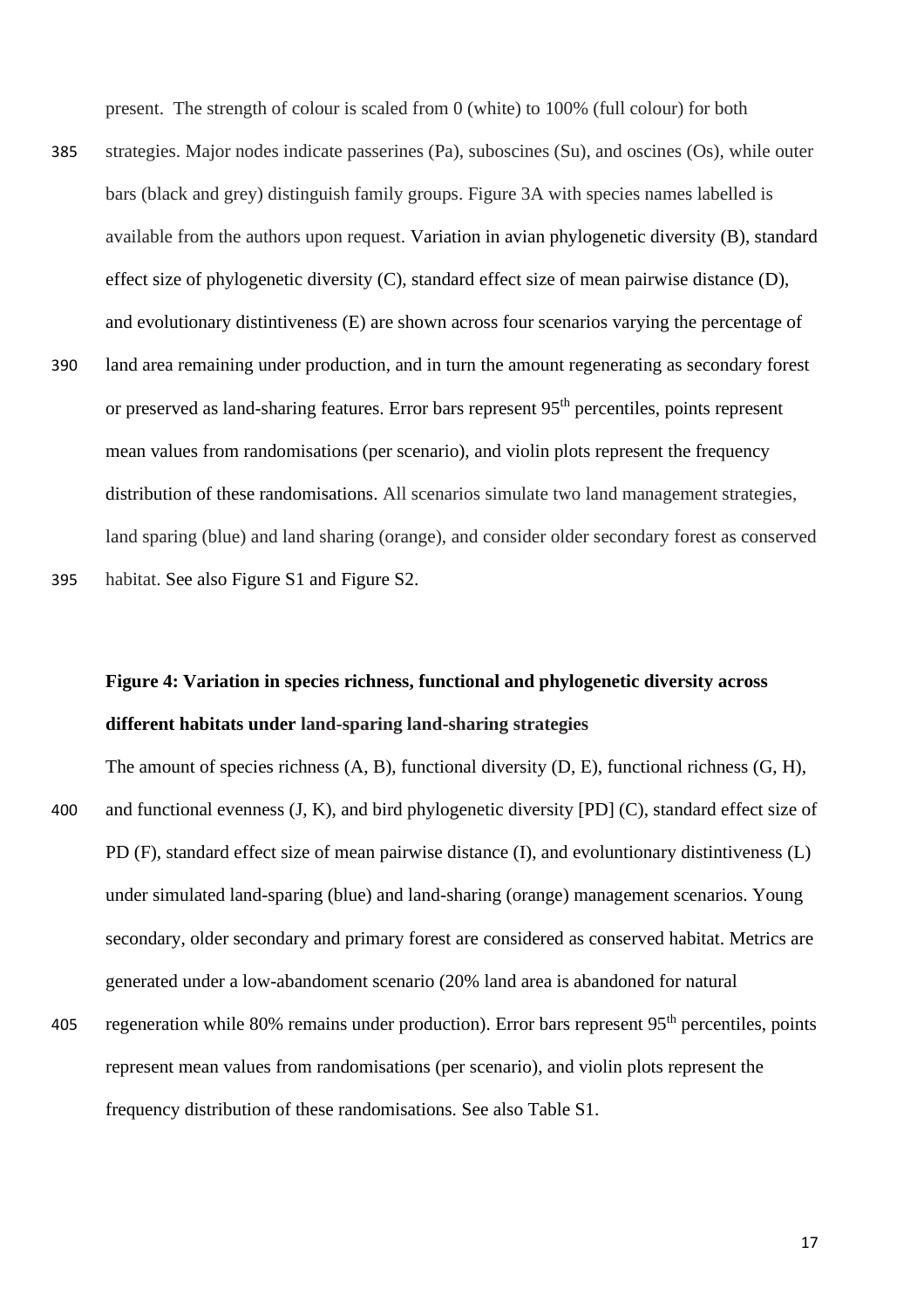present. The strength of colour is scaled from 0 (white) to 100% (full colour) for both strategies. Major nodes indicate passerines (Pa), suboscines (Su), and oscines (Os), while outer bars (black and grey) distinguish family groups. Figure 3A with species names labelled is available from the authors upon request. Variation in avian phylogenetic diversity (B), standard effect size of phylogenetic diversity (C), standard effect size of mean pairwise distance (D), and evolutionary distintiveness (E) are shown across four scenarios varying the percentage of land area remaining under production, and in turn the amount regenerating as secondary forest or preserved as land-sharing features. Error bars represent 95th percentiles, points represent mean values from randomisations (per scenario), and violin plots represent the frequency distribution of these randomisations. All scenarios simulate two land management strategies, land sparing (blue) and land sharing (orange), and consider older secondary forest as conserved habitat. See also Figure S1 and Figure S2.

**Figure 4: Variation in species richness, functional and phylogenetic diversity across different habitats under land-sparing land-sharing strategies**

The amount of species richness (A, B), functional diversity (D, E), functional richness (G, H), and functional evenness (J, K), and bird phylogenetic diversity [PD] (C), standard effect size of PD (F), standard effect size of mean pairwise distance (I), and evoluntionary distintiveness (L) under simulated land-sparing (blue) and land-sharing (orange) management scenarios. Young secondary, older secondary and primary forest are considered as conserved habitat. Metrics are generated under a low-abandoment scenario (20% land area is abandoned for natural regeneration while 80% remains under production). Error bars represent 95th percentiles, points represent mean values from randomisations (per scenario), and violin plots represent the frequency distribution of these randomisations. See also Table S1.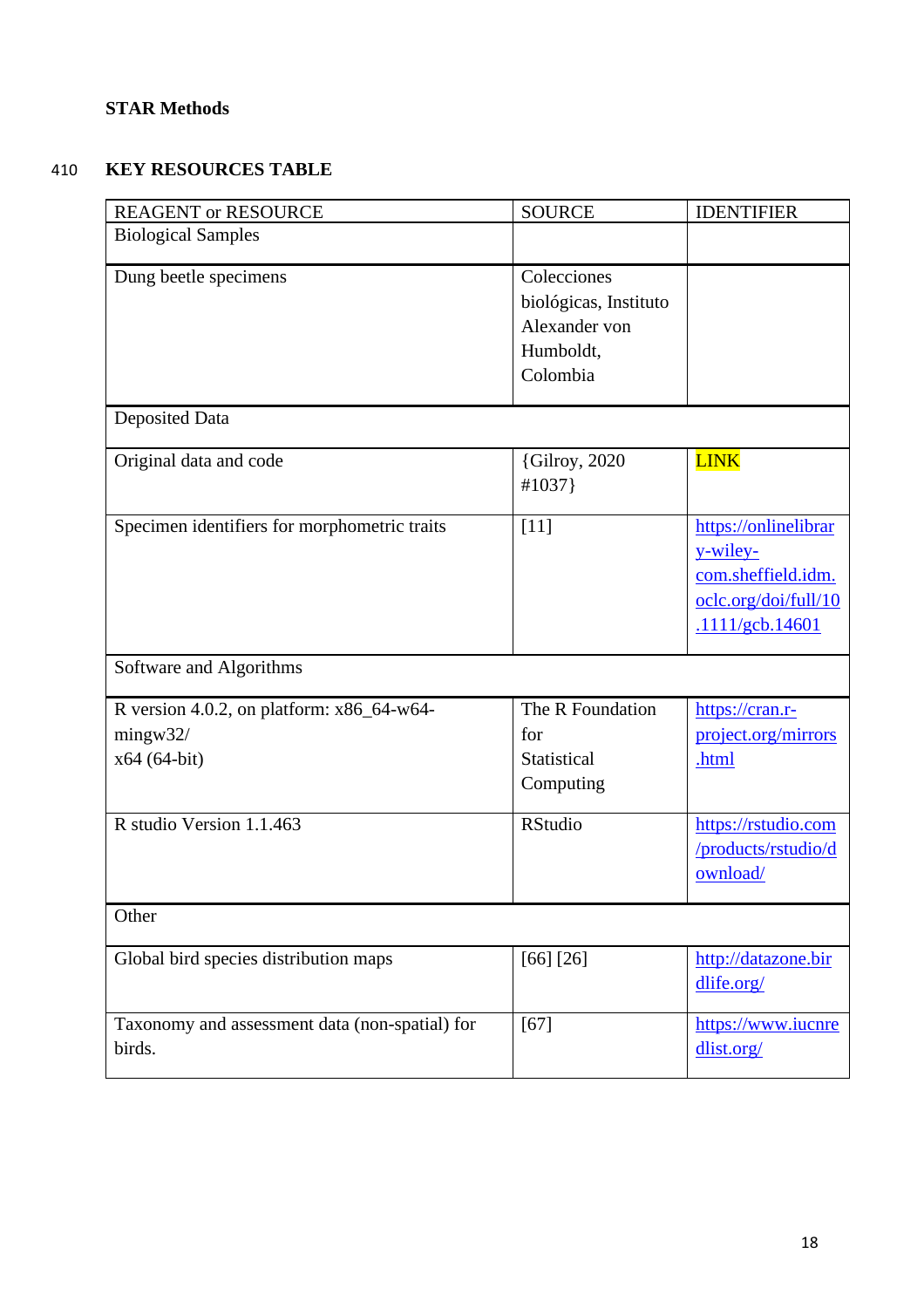**STAR Methods**

410 **KEY RESOURCES TABLE**

| REAGENT or RESOURCE | SOURCE | IDENTIFIER |
|---|---|---|
| Biological Samples | | |
| Dung beetle specimens | Colecciones biológicas, Instituto Alexander von Humboldt, Colombia | |
| Deposited Data | | |
| Original data and code | {Gilroy, 2020 #1037} | LINK |
| Specimen identifiers for morphometric traits | [11] | https://onlinelibrary-wiley-com.sheffield.idm.oclc.org/doi/full/10.1111/gcb.14601 |
| Software and Algorithms | | |
| R version 4.0.2, on platform: x86_64-w64-mingw32/ x64 (64-bit) | The R Foundation for Statistical Computing | https://cran.r-project.org/mirrors.html |
| R studio Version 1.1.463 | RStudio | https://rstudio.com/products/rstudio/download/ |
| Other | | |
| Global bird species distribution maps | [66] [26] | http://datazone.birdlife.org/ |
| Taxonomy and assessment data (non-spatial) for birds. | [67] | https://www.iucnredlist.org/ |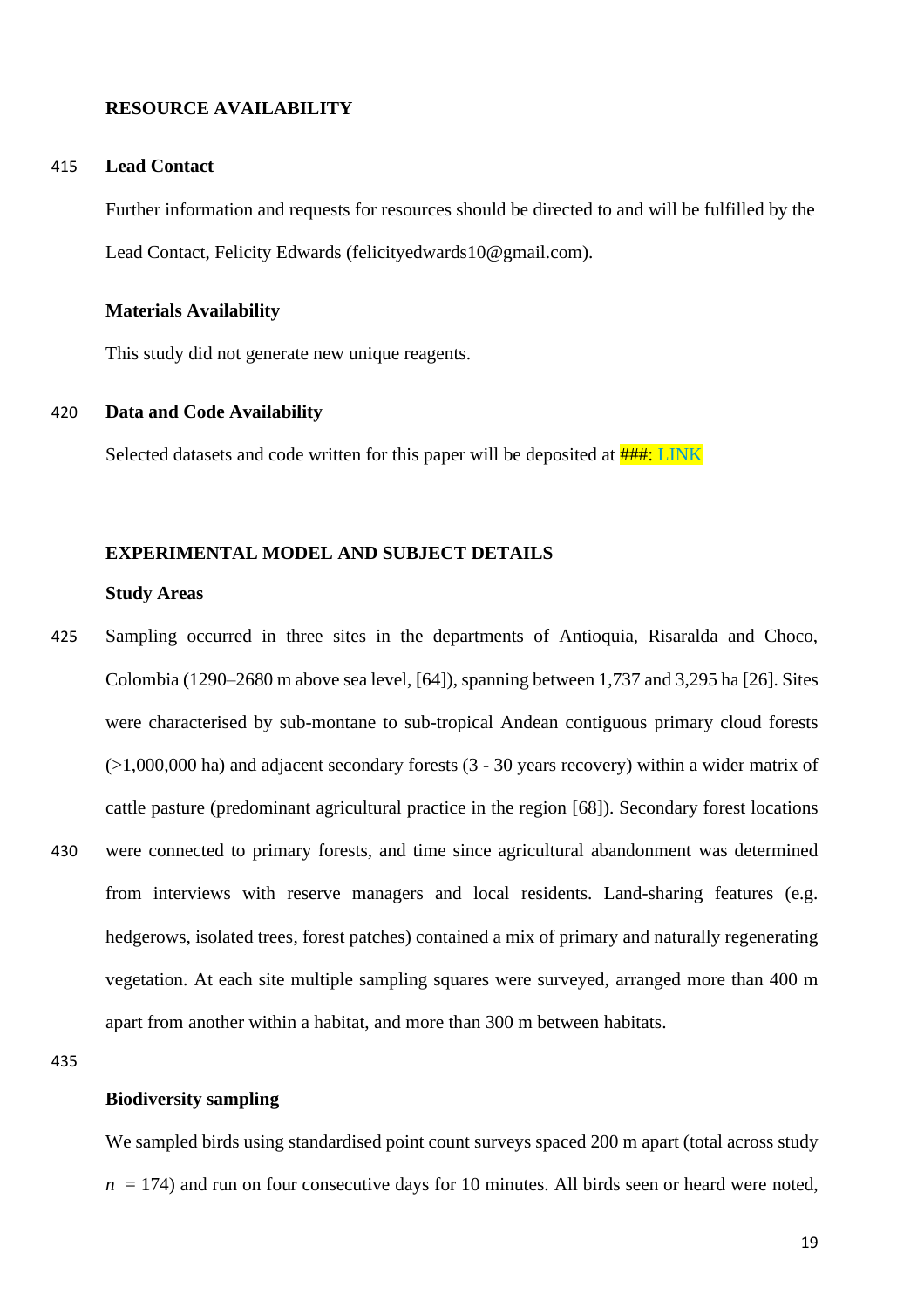## RESOURCE AVAILABILITY

### Lead Contact

Further information and requests for resources should be directed to and will be fulfilled by the Lead Contact, Felicity Edwards (felicityedwards10@gmail.com).

### Materials Availability

This study did not generate new unique reagents.

### Data and Code Availability

Selected datasets and code written for this paper will be deposited at ###: LINK

## EXPERIMENTAL MODEL AND SUBJECT DETAILS

### Study Areas

Sampling occurred in three sites in the departments of Antioquia, Risaralda and Choco, Colombia (1290–2680 m above sea level, [64]), spanning between 1,737 and 3,295 ha [26]. Sites were characterised by sub-montane to sub-tropical Andean contiguous primary cloud forests (>1,000,000 ha) and adjacent secondary forests (3 - 30 years recovery) within a wider matrix of cattle pasture (predominant agricultural practice in the region [68]). Secondary forest locations were connected to primary forests, and time since agricultural abandonment was determined from interviews with reserve managers and local residents. Land-sharing features (e.g. hedgerows, isolated trees, forest patches) contained a mix of primary and naturally regenerating vegetation. At each site multiple sampling squares were surveyed, arranged more than 400 m apart from another within a habitat, and more than 300 m between habitats.

### Biodiversity sampling

We sampled birds using standardised point count surveys spaced 200 m apart (total across study $n = 174$) and run on four consecutive days for 10 minutes. All birds seen or heard were noted,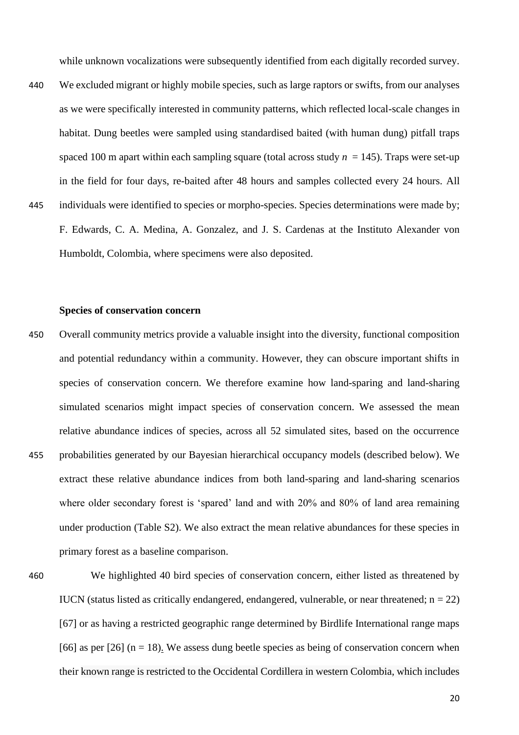while unknown vocalizations were subsequently identified from each digitally recorded survey. We excluded migrant or highly mobile species, such as large raptors or swifts, from our analyses as we were specifically interested in community patterns, which reflected local-scale changes in habitat. Dung beetles were sampled using standardised baited (with human dung) pitfall traps spaced 100 m apart within each sampling square (total across study $n = 145$). Traps were set-up in the field for four days, re-baited after 48 hours and samples collected every 24 hours. All individuals were identified to species or morpho-species. Species determinations were made by; F. Edwards, C. A. Medina, A. Gonzalez, and J. S. Cardenas at the Instituto Alexander von Humboldt, Colombia, where specimens were also deposited.

### Species of conservation concern

Overall community metrics provide a valuable insight into the diversity, functional composition and potential redundancy within a community. However, they can obscure important shifts in species of conservation concern. We therefore examine how land-sparing and land-sharing simulated scenarios might impact species of conservation concern. We assessed the mean relative abundance indices of species, across all 52 simulated sites, based on the occurrence probabilities generated by our Bayesian hierarchical occupancy models (described below). We extract these relative abundance indices from both land-sparing and land-sharing scenarios where older secondary forest is 'spared' land and with 20% and 80% of land area remaining under production (Table S2). We also extract the mean relative abundances for these species in primary forest as a baseline comparison.

We highlighted 40 bird species of conservation concern, either listed as threatened by IUCN (status listed as critically endangered, endangered, vulnerable, or near threatened; n = 22) [67] or as having a restricted geographic range determined by Birdlife International range maps [66] as per [26] (n = 18). We assess dung beetle species as being of conservation concern when their known range is restricted to the Occidental Cordillera in western Colombia, which includes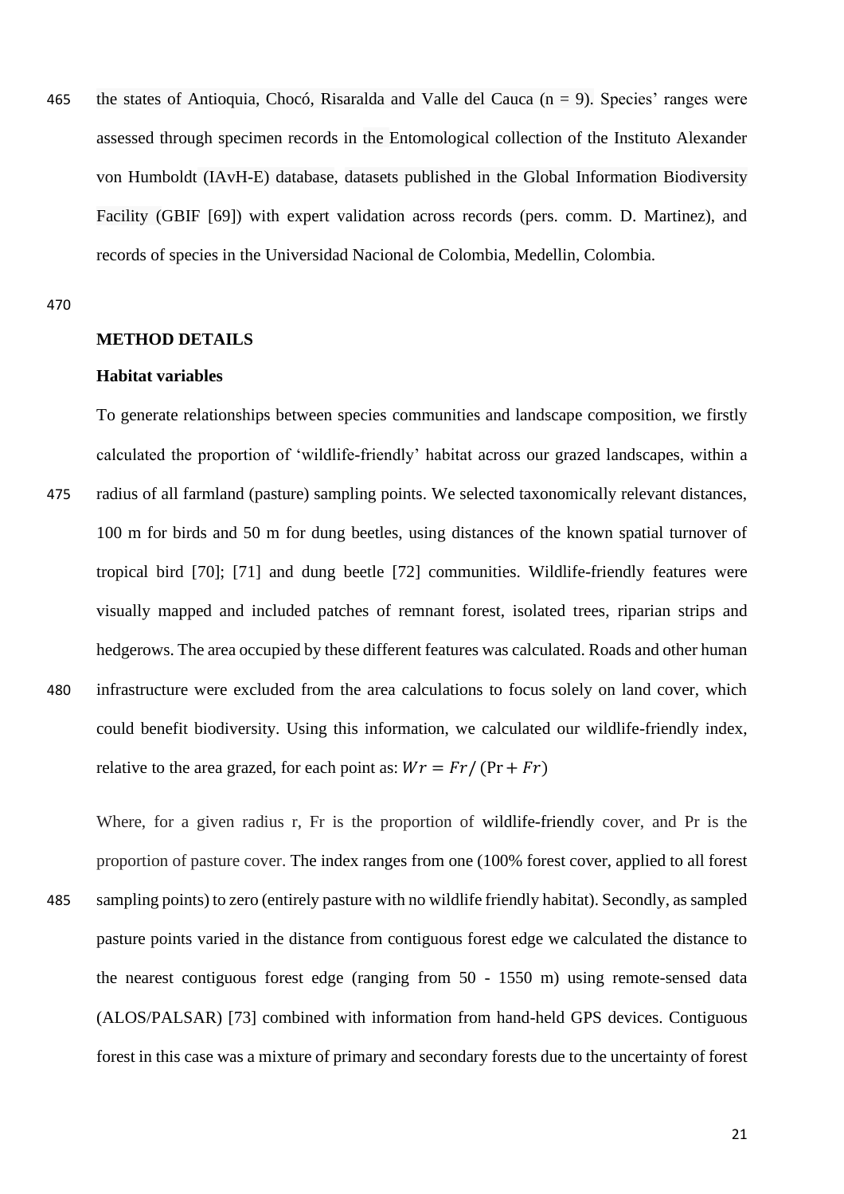the states of Antioquia, Chocó, Risaralda and Valle del Cauca (n = 9). Species' ranges were assessed through specimen records in the Entomological collection of the Instituto Alexander von Humboldt (IAvH-E) database, datasets published in the Global Information Biodiversity Facility (GBIF [69]) with expert validation across records (pers. comm. D. Martinez), and records of species in the Universidad Nacional de Colombia, Medellin, Colombia.

## METHOD DETAILS

### Habitat variables

To generate relationships between species communities and landscape composition, we firstly calculated the proportion of 'wildlife-friendly' habitat across our grazed landscapes, within a radius of all farmland (pasture) sampling points. We selected taxonomically relevant distances, 100 m for birds and 50 m for dung beetles, using distances of the known spatial turnover of tropical bird [70]; [71] and dung beetle [72] communities. Wildlife-friendly features were visually mapped and included patches of remnant forest, isolated trees, riparian strips and hedgerows. The area occupied by these different features was calculated. Roads and other human infrastructure were excluded from the area calculations to focus solely on land cover, which could benefit biodiversity. Using this information, we calculated our wildlife-friendly index, relative to the area grazed, for each point as: $Wr = Fr / (\mathrm{Pr} + Fr)$

Where, for a given radius r, Fr is the proportion of wildlife-friendly cover, and Pr is the proportion of pasture cover. The index ranges from one (100% forest cover, applied to all forest sampling points) to zero (entirely pasture with no wildlife friendly habitat). Secondly, as sampled pasture points varied in the distance from contiguous forest edge we calculated the distance to the nearest contiguous forest edge (ranging from 50 - 1550 m) using remote-sensed data (ALOS/PALSAR) [73] combined with information from hand-held GPS devices. Contiguous forest in this case was a mixture of primary and secondary forests due to the uncertainty of forest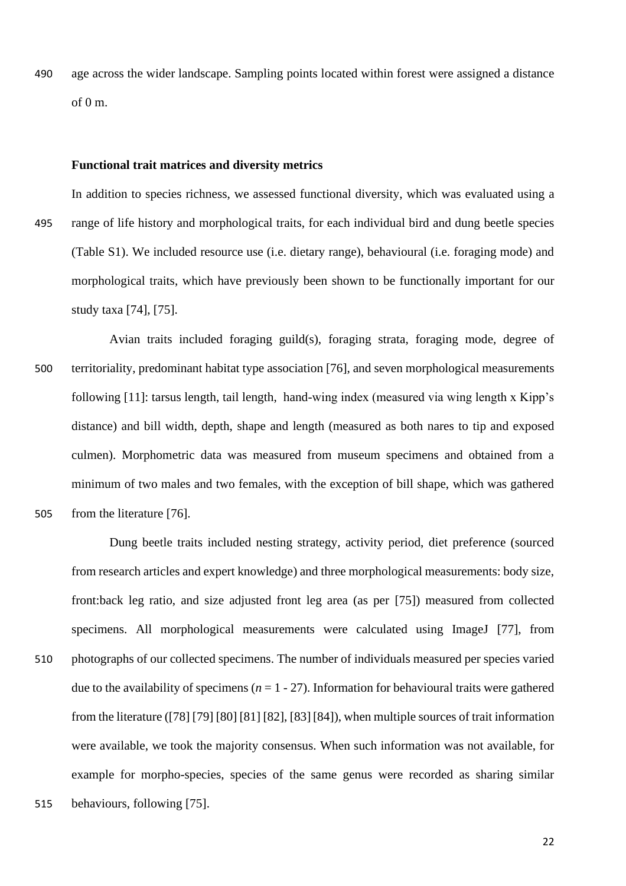age across the wider landscape. Sampling points located within forest were assigned a distance of 0 m.

**Functional trait matrices and diversity metrics**

In addition to species richness, we assessed functional diversity, which was evaluated using a range of life history and morphological traits, for each individual bird and dung beetle species (Table S1). We included resource use (i.e. dietary range), behavioural (i.e. foraging mode) and morphological traits, which have previously been shown to be functionally important for our study taxa [74], [75].

Avian traits included foraging guild(s), foraging strata, foraging mode, degree of territoriality, predominant habitat type association [76], and seven morphological measurements following [11]: tarsus length, tail length, hand-wing index (measured via wing length x Kipp's distance) and bill width, depth, shape and length (measured as both nares to tip and exposed culmen). Morphometric data was measured from museum specimens and obtained from a minimum of two males and two females, with the exception of bill shape, which was gathered from the literature [76].

Dung beetle traits included nesting strategy, activity period, diet preference (sourced from research articles and expert knowledge) and three morphological measurements: body size, front:back leg ratio, and size adjusted front leg area (as per [75]) measured from collected specimens. All morphological measurements were calculated using ImageJ [77], from photographs of our collected specimens. The number of individuals measured per species varied due to the availability of specimens ($n$ = 1 - 27). Information for behavioural traits were gathered from the literature ([78] [79] [80] [81] [82], [83] [84]), when multiple sources of trait information were available, we took the majority consensus. When such information was not available, for example for morpho-species, species of the same genus were recorded as sharing similar behaviours, following [75].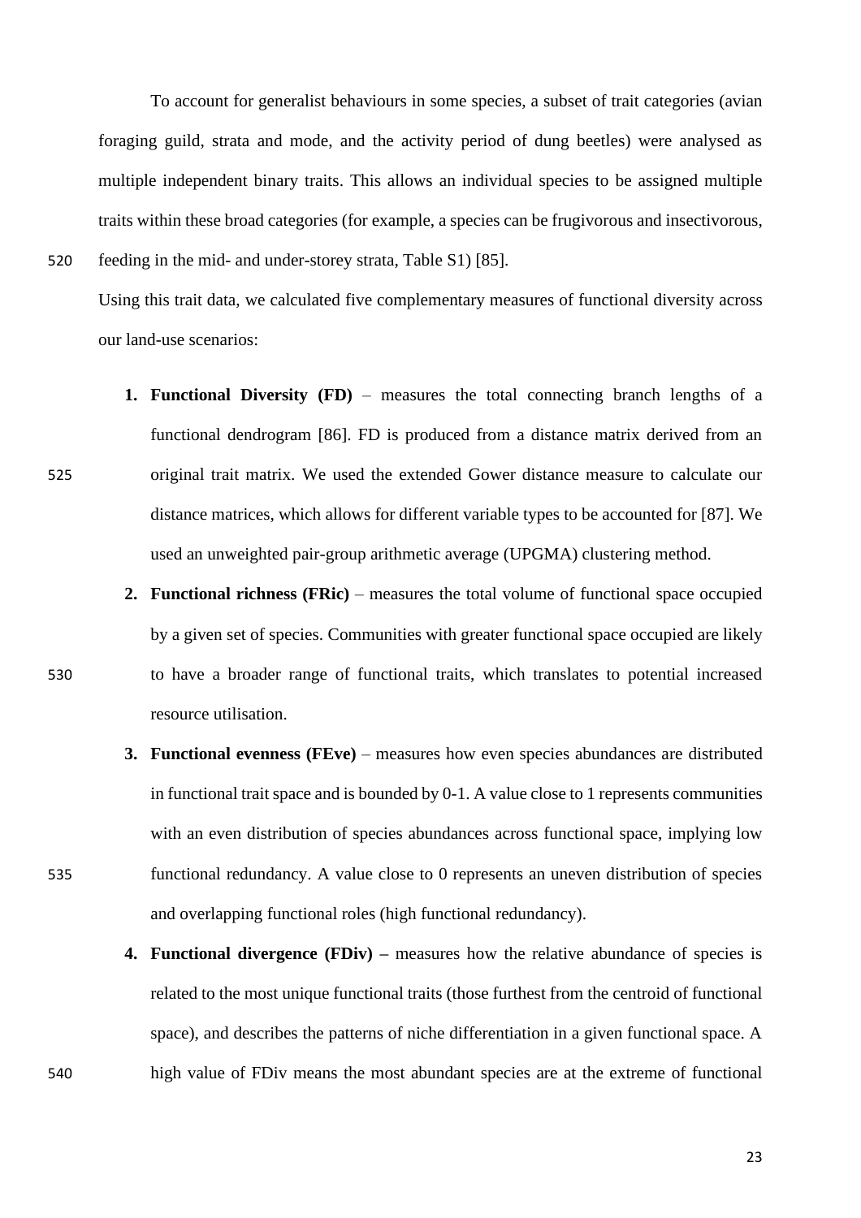To account for generalist behaviours in some species, a subset of trait categories (avian foraging guild, strata and mode, and the activity period of dung beetles) were analysed as multiple independent binary traits. This allows an individual species to be assigned multiple traits within these broad categories (for example, a species can be frugivorous and insectivorous, feeding in the mid- and under-storey strata, Table S1) [85].

Using this trait data, we calculated five complementary measures of functional diversity across our land-use scenarios:

1. **Functional Diversity (FD)** – measures the total connecting branch lengths of a functional dendrogram [86]. FD is produced from a distance matrix derived from an original trait matrix. We used the extended Gower distance measure to calculate our distance matrices, which allows for different variable types to be accounted for [87]. We used an unweighted pair-group arithmetic average (UPGMA) clustering method.
2. **Functional richness (FRic)** – measures the total volume of functional space occupied by a given set of species. Communities with greater functional space occupied are likely to have a broader range of functional traits, which translates to potential increased resource utilisation.
3. **Functional evenness (FEve)** – measures how even species abundances are distributed in functional trait space and is bounded by 0-1. A value close to 1 represents communities with an even distribution of species abundances across functional space, implying low functional redundancy. A value close to 0 represents an uneven distribution of species and overlapping functional roles (high functional redundancy).
4. **Functional divergence (FDiv) –** measures how the relative abundance of species is related to the most unique functional traits (those furthest from the centroid of functional space), and describes the patterns of niche differentiation in a given functional space. A high value of FDiv means the most abundant species are at the extreme of functional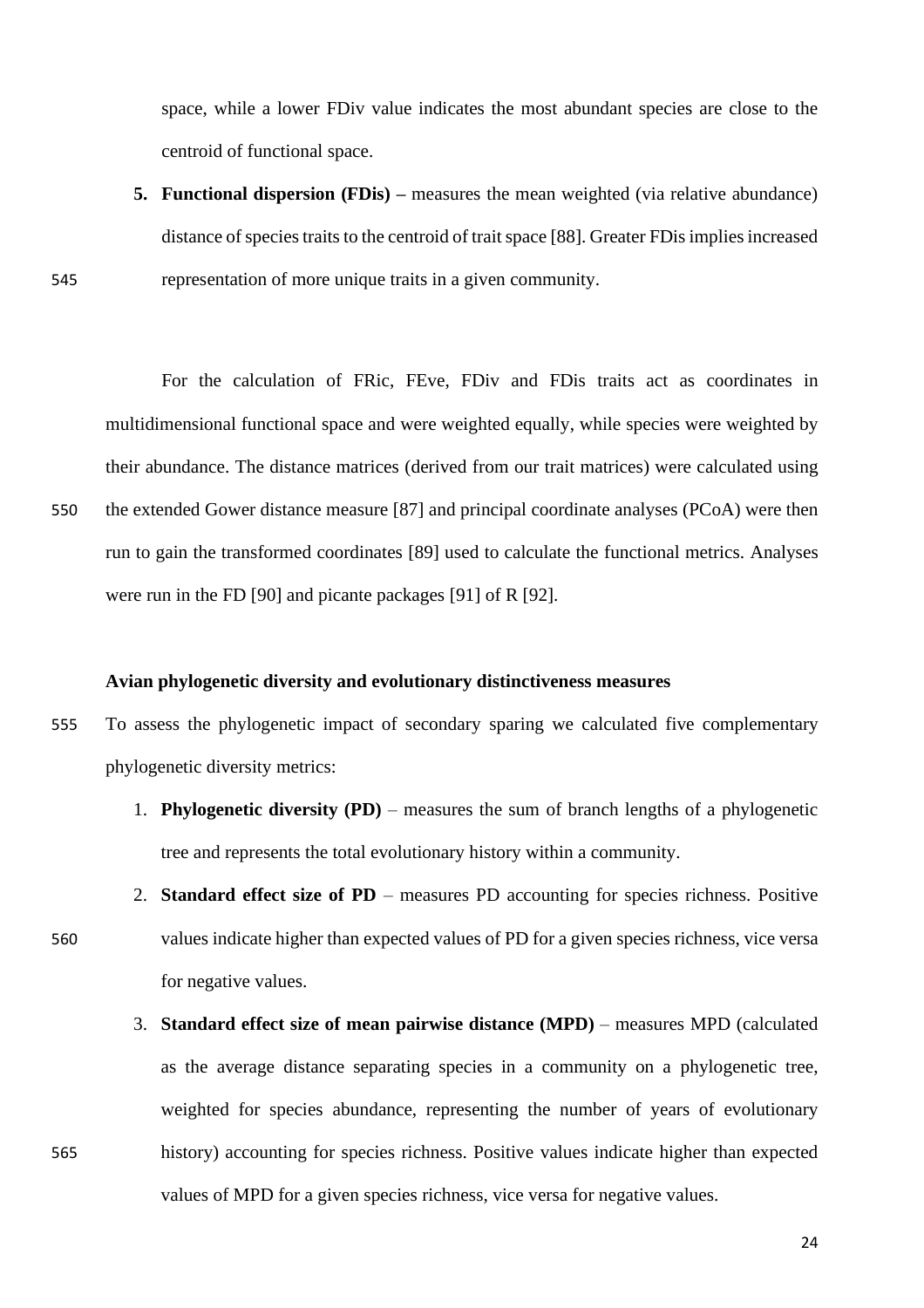space, while a lower FDiv value indicates the most abundant species are close to the centroid of functional space.

5. **Functional dispersion (FDis) –** measures the mean weighted (via relative abundance) distance of species traits to the centroid of trait space [88]. Greater FDis implies increased representation of more unique traits in a given community.

For the calculation of FRic, FEve, FDiv and FDis traits act as coordinates in multidimensional functional space and were weighted equally, while species were weighted by their abundance. The distance matrices (derived from our trait matrices) were calculated using the extended Gower distance measure [87] and principal coordinate analyses (PCoA) were then run to gain the transformed coordinates [89] used to calculate the functional metrics. Analyses were run in the FD [90] and picante packages [91] of R [92].

### Avian phylogenetic diversity and evolutionary distinctiveness measures

To assess the phylogenetic impact of secondary sparing we calculated five complementary phylogenetic diversity metrics:

1. **Phylogenetic diversity (PD)** – measures the sum of branch lengths of a phylogenetic tree and represents the total evolutionary history within a community.
2. **Standard effect size of PD** – measures PD accounting for species richness. Positive values indicate higher than expected values of PD for a given species richness, vice versa for negative values.
3. **Standard effect size of mean pairwise distance (MPD)** – measures MPD (calculated as the average distance separating species in a community on a phylogenetic tree, weighted for species abundance, representing the number of years of evolutionary history) accounting for species richness. Positive values indicate higher than expected values of MPD for a given species richness, vice versa for negative values.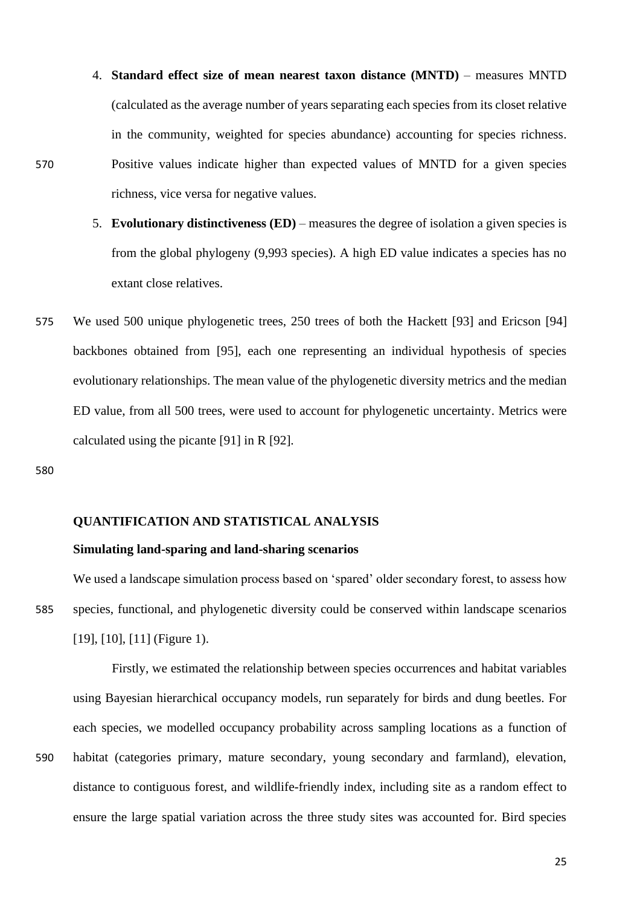4. **Standard effect size of mean nearest taxon distance (MNTD)** – measures MNTD (calculated as the average number of years separating each species from its closet relative in the community, weighted for species abundance) accounting for species richness. Positive values indicate higher than expected values of MNTD for a given species richness, vice versa for negative values.
5. **Evolutionary distinctiveness (ED)** – measures the degree of isolation a given species is from the global phylogeny (9,993 species). A high ED value indicates a species has no extant close relatives.

We used 500 unique phylogenetic trees, 250 trees of both the Hackett [93] and Ericson [94] backbones obtained from [95], each one representing an individual hypothesis of species evolutionary relationships. The mean value of the phylogenetic diversity metrics and the median ED value, from all 500 trees, were used to account for phylogenetic uncertainty. Metrics were calculated using the picante [91] in R [92].

## QUANTIFICATION AND STATISTICAL ANALYSIS

### Simulating land-sparing and land-sharing scenarios

We used a landscape simulation process based on 'spared' older secondary forest, to assess how species, functional, and phylogenetic diversity could be conserved within landscape scenarios [19], [10], [11] (Figure 1).

Firstly, we estimated the relationship between species occurrences and habitat variables using Bayesian hierarchical occupancy models, run separately for birds and dung beetles. For each species, we modelled occupancy probability across sampling locations as a function of habitat (categories primary, mature secondary, young secondary and farmland), elevation, distance to contiguous forest, and wildlife-friendly index, including site as a random effect to ensure the large spatial variation across the three study sites was accounted for. Bird species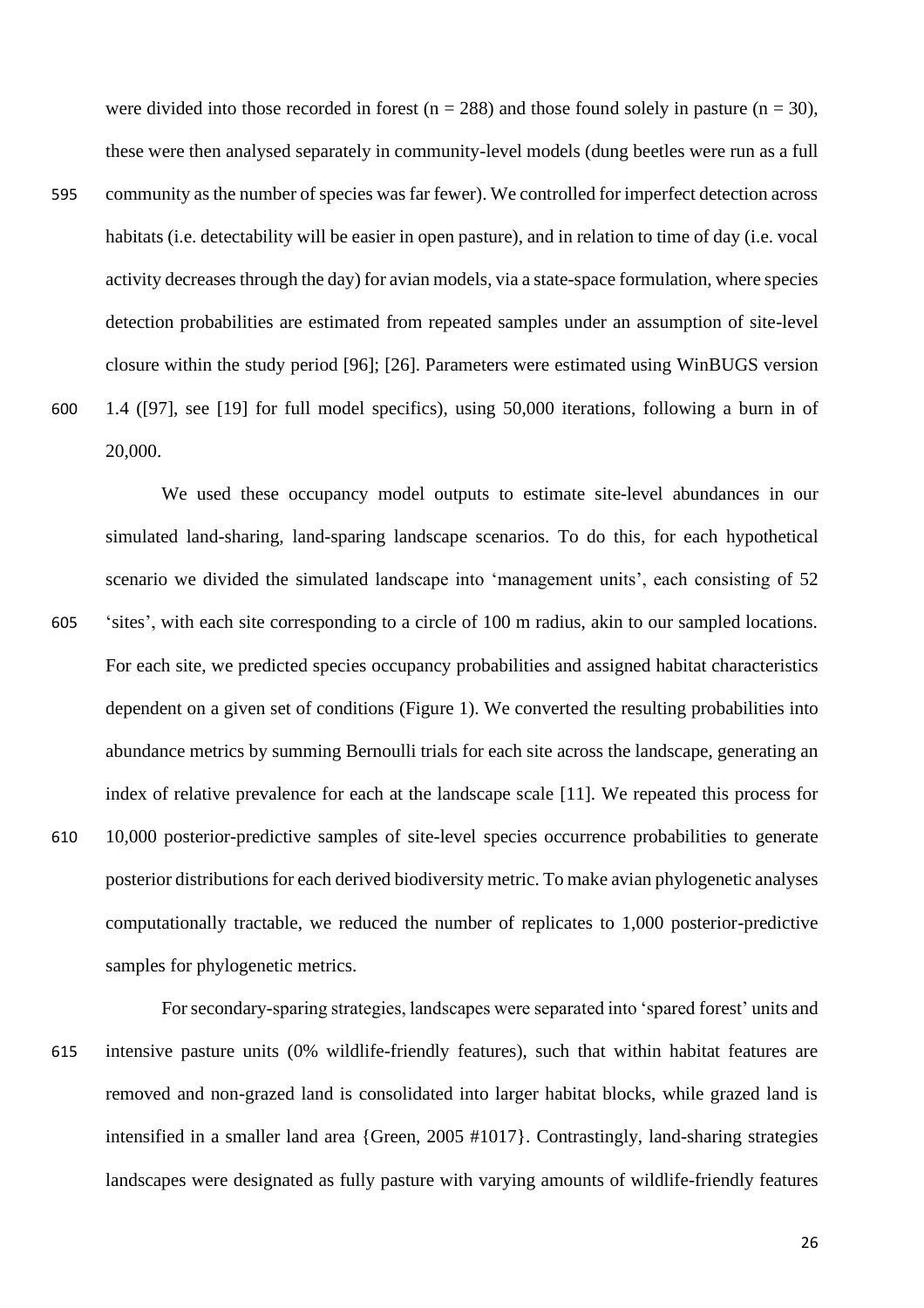were divided into those recorded in forest (n = 288) and those found solely in pasture (n = 30), these were then analysed separately in community-level models (dung beetles were run as a full community as the number of species was far fewer). We controlled for imperfect detection across habitats (i.e. detectability will be easier in open pasture), and in relation to time of day (i.e. vocal activity decreases through the day) for avian models, via a state-space formulation, where species detection probabilities are estimated from repeated samples under an assumption of site-level closure within the study period [96]; [26]. Parameters were estimated using WinBUGS version 1.4 ([97], see [19] for full model specifics), using 50,000 iterations, following a burn in of 20,000.

We used these occupancy model outputs to estimate site-level abundances in our simulated land-sharing, land-sparing landscape scenarios. To do this, for each hypothetical scenario we divided the simulated landscape into 'management units', each consisting of 52 'sites', with each site corresponding to a circle of 100 m radius, akin to our sampled locations. For each site, we predicted species occupancy probabilities and assigned habitat characteristics dependent on a given set of conditions (Figure 1). We converted the resulting probabilities into abundance metrics by summing Bernoulli trials for each site across the landscape, generating an index of relative prevalence for each at the landscape scale [11]. We repeated this process for 10,000 posterior-predictive samples of site-level species occurrence probabilities to generate posterior distributions for each derived biodiversity metric. To make avian phylogenetic analyses computationally tractable, we reduced the number of replicates to 1,000 posterior-predictive samples for phylogenetic metrics.

For secondary-sparing strategies, landscapes were separated into 'spared forest' units and intensive pasture units (0% wildlife-friendly features), such that within habitat features are removed and non-grazed land is consolidated into larger habitat blocks, while grazed land is intensified in a smaller land area {Green, 2005 #1017}. Contrastingly, land-sharing strategies landscapes were designated as fully pasture with varying amounts of wildlife-friendly features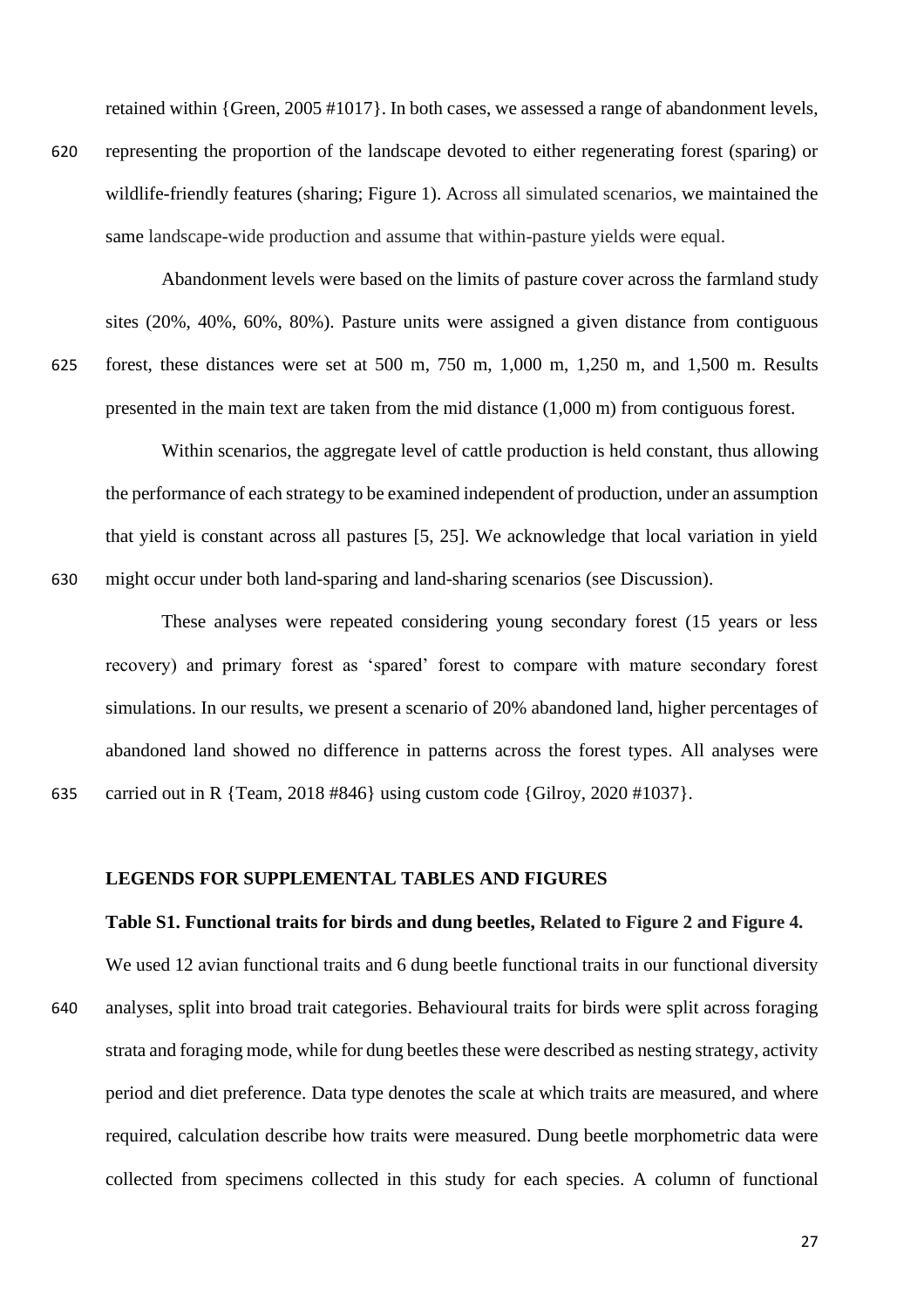retained within {Green, 2005 #1017}. In both cases, we assessed a range of abandonment levels, representing the proportion of the landscape devoted to either regenerating forest (sparing) or wildlife-friendly features (sharing; Figure 1). Across all simulated scenarios, we maintained the same landscape-wide production and assume that within-pasture yields were equal.

Abandonment levels were based on the limits of pasture cover across the farmland study sites (20%, 40%, 60%, 80%). Pasture units were assigned a given distance from contiguous forest, these distances were set at 500 m, 750 m, 1,000 m, 1,250 m, and 1,500 m. Results presented in the main text are taken from the mid distance (1,000 m) from contiguous forest.

Within scenarios, the aggregate level of cattle production is held constant, thus allowing the performance of each strategy to be examined independent of production, under an assumption that yield is constant across all pastures [5, 25]. We acknowledge that local variation in yield might occur under both land-sparing and land-sharing scenarios (see Discussion).

These analyses were repeated considering young secondary forest (15 years or less recovery) and primary forest as 'spared' forest to compare with mature secondary forest simulations. In our results, we present a scenario of 20% abandoned land, higher percentages of abandoned land showed no difference in patterns across the forest types. All analyses were carried out in R {Team, 2018 #846} using custom code {Gilroy, 2020 #1037}.

## LEGENDS FOR SUPPLEMENTAL TABLES AND FIGURES

**Table S1. Functional traits for birds and dung beetles, Related to Figure 2 and Figure 4.** We used 12 avian functional traits and 6 dung beetle functional traits in our functional diversity analyses, split into broad trait categories. Behavioural traits for birds were split across foraging strata and foraging mode, while for dung beetles these were described as nesting strategy, activity period and diet preference. Data type denotes the scale at which traits are measured, and where required, calculation describe how traits were measured. Dung beetle morphometric data were collected from specimens collected in this study for each species. A column of functional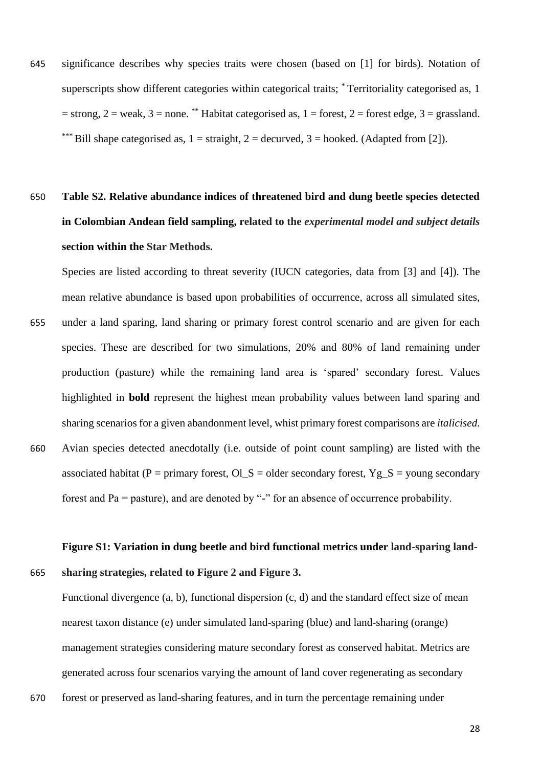significance describes why species traits were chosen (based on [1] for birds). Notation of superscripts show different categories within categorical traits; * Territoriality categorised as, 1 = strong, 2 = weak, 3 = none. ** Habitat categorised as, 1 = forest, 2 = forest edge, 3 = grassland. *** Bill shape categorised as, 1 = straight, 2 = decurved, 3 = hooked. (Adapted from [2]).

**Table S2. Relative abundance indices of threatened bird and dung beetle species detected in Colombian Andean field sampling, related to the *experimental model and subject details* section within the Star Methods.**

Species are listed according to threat severity (IUCN categories, data from [3] and [4]). The mean relative abundance is based upon probabilities of occurrence, across all simulated sites, under a land sparing, land sharing or primary forest control scenario and are given for each species. These are described for two simulations, 20% and 80% of land remaining under production (pasture) while the remaining land area is 'spared' secondary forest. Values highlighted in **bold** represent the highest mean probability values between land sparing and sharing scenarios for a given abandonment level, whist primary forest comparisons are *italicised*. Avian species detected anecdotally (i.e. outside of point count sampling) are listed with the associated habitat (P = primary forest, Ol_S = older secondary forest, Yg_S = young secondary forest and Pa = pasture), and are denoted by "-" for an absence of occurrence probability.

**Figure S1: Variation in dung beetle and bird functional metrics under land-sparing land-sharing strategies, related to Figure 2 and Figure 3.**

Functional divergence (a, b), functional dispersion (c, d) and the standard effect size of mean nearest taxon distance (e) under simulated land-sparing (blue) and land-sharing (orange) management strategies considering mature secondary forest as conserved habitat. Metrics are generated across four scenarios varying the amount of land cover regenerating as secondary forest or preserved as land-sharing features, and in turn the percentage remaining under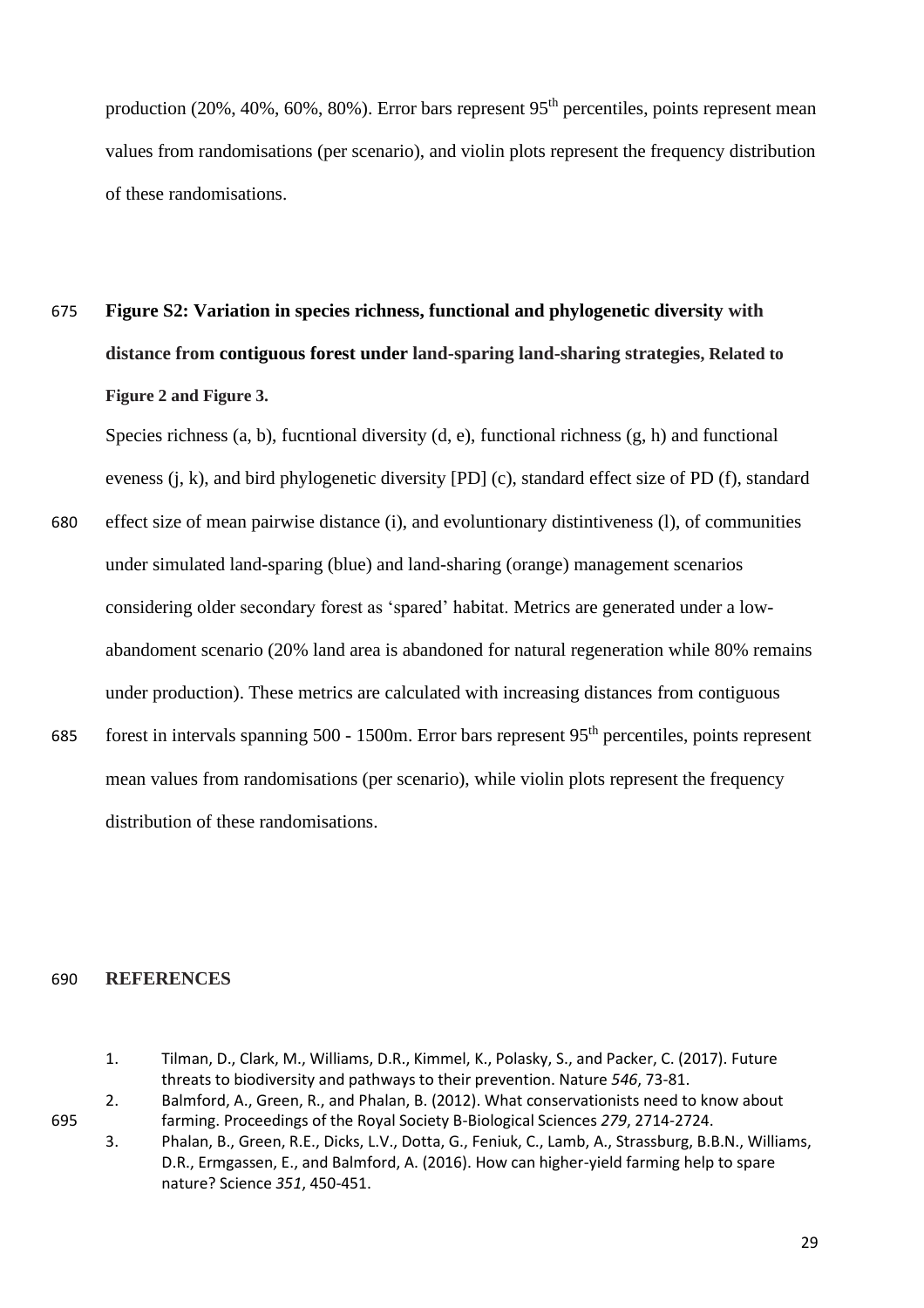production (20%, 40%, 60%, 80%). Error bars represent 95th percentiles, points represent mean values from randomisations (per scenario), and violin plots represent the frequency distribution of these randomisations.

**Figure S2: Variation in species richness, functional and phylogenetic diversity with distance from contiguous forest under land-sparing land-sharing strategies, Related to Figure 2 and Figure 3.**

Species richness (a, b), fucntional diversity (d, e), functional richness (g, h) and functional eveness (j, k), and bird phylogenetic diversity [PD] (c), standard effect size of PD (f), standard effect size of mean pairwise distance (i), and evoluntionary distintiveness (l), of communities under simulated land-sparing (blue) and land-sharing (orange) management scenarios considering older secondary forest as 'spared' habitat. Metrics are generated under a low-abandoment scenario (20% land area is abandoned for natural regeneration while 80% remains under production). These metrics are calculated with increasing distances from contiguous forest in intervals spanning 500 - 1500m. Error bars represent 95th percentiles, points represent mean values from randomisations (per scenario), while violin plots represent the frequency distribution of these randomisations.

## REFERENCES

1. Tilman, D., Clark, M., Williams, D.R., Kimmel, K., Polasky, S., and Packer, C. (2017). Future threats to biodiversity and pathways to their prevention. Nature *546*, 73-81.
2. Balmford, A., Green, R., and Phalan, B. (2012). What conservationists need to know about farming. Proceedings of the Royal Society B-Biological Sciences *279*, 2714-2724.
3. Phalan, B., Green, R.E., Dicks, L.V., Dotta, G., Feniuk, C., Lamb, A., Strassburg, B.B.N., Williams, D.R., Ermgassen, E., and Balmford, A. (2016). How can higher-yield farming help to spare nature? Science *351*, 450-451.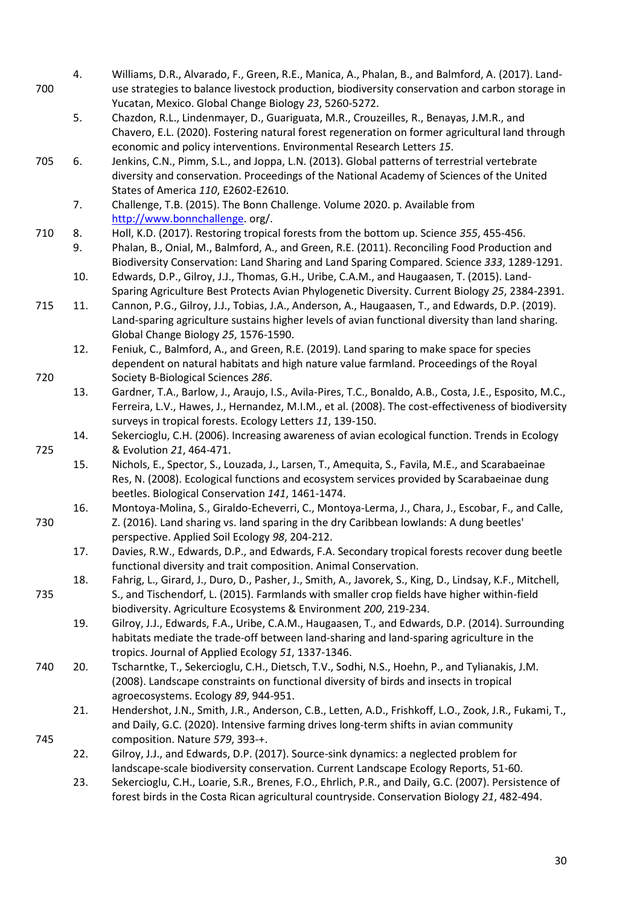4. Williams, D.R., Alvarado, F., Green, R.E., Manica, A., Phalan, B., and Balmford, A. (2017). Land-use strategies to balance livestock production, biodiversity conservation and carbon storage in Yucatan, Mexico. Global Change Biology *23*, 5260-5272.
5. Chazdon, R.L., Lindenmayer, D., Guariguata, M.R., Crouzeilles, R., Benayas, J.M.R., and Chavero, E.L. (2020). Fostering natural forest regeneration on former agricultural land through economic and policy interventions. Environmental Research Letters *15*.
6. Jenkins, C.N., Pimm, S.L., and Joppa, L.N. (2013). Global patterns of terrestrial vertebrate diversity and conservation. Proceedings of the National Academy of Sciences of the United States of America *110*, E2602-E2610.
7. Challenge, T.B. (2015). The Bonn Challenge. Volume 2020. p. Available from http://www.bonnchallenge. org/.
8. Holl, K.D. (2017). Restoring tropical forests from the bottom up. Science *355*, 455-456.
9. Phalan, B., Onial, M., Balmford, A., and Green, R.E. (2011). Reconciling Food Production and Biodiversity Conservation: Land Sharing and Land Sparing Compared. Science *333*, 1289-1291.
10. Edwards, D.P., Gilroy, J.J., Thomas, G.H., Uribe, C.A.M., and Haugaasen, T. (2015). Land-Sparing Agriculture Best Protects Avian Phylogenetic Diversity. Current Biology *25*, 2384-2391.
11. Cannon, P.G., Gilroy, J.J., Tobias, J.A., Anderson, A., Haugaasen, T., and Edwards, D.P. (2019). Land-sparing agriculture sustains higher levels of avian functional diversity than land sharing. Global Change Biology *25*, 1576-1590.
12. Feniuk, C., Balmford, A., and Green, R.E. (2019). Land sparing to make space for species dependent on natural habitats and high nature value farmland. Proceedings of the Royal Society B-Biological Sciences *286*.
13. Gardner, T.A., Barlow, J., Araujo, I.S., Avila-Pires, T.C., Bonaldo, A.B., Costa, J.E., Esposito, M.C., Ferreira, L.V., Hawes, J., Hernandez, M.I.M., et al. (2008). The cost-effectiveness of biodiversity surveys in tropical forests. Ecology Letters *11*, 139-150.
14. Sekercioglu, C.H. (2006). Increasing awareness of avian ecological function. Trends in Ecology & Evolution *21*, 464-471.
15. Nichols, E., Spector, S., Louzada, J., Larsen, T., Amequita, S., Favila, M.E., and Scarabaeinae Res, N. (2008). Ecological functions and ecosystem services provided by Scarabaeinae dung beetles. Biological Conservation *141*, 1461-1474.
16. Montoya-Molina, S., Giraldo-Echeverri, C., Montoya-Lerma, J., Chara, J., Escobar, F., and Calle, Z. (2016). Land sharing vs. land sparing in the dry Caribbean lowlands: A dung beetles' perspective. Applied Soil Ecology *98*, 204-212.
17. Davies, R.W., Edwards, D.P., and Edwards, F.A. Secondary tropical forests recover dung beetle functional diversity and trait composition. Animal Conservation.
18. Fahrig, L., Girard, J., Duro, D., Pasher, J., Smith, A., Javorek, S., King, D., Lindsay, K.F., Mitchell, S., and Tischendorf, L. (2015). Farmlands with smaller crop fields have higher within-field biodiversity. Agriculture Ecosystems & Environment *200*, 219-234.
19. Gilroy, J.J., Edwards, F.A., Uribe, C.A.M., Haugaasen, T., and Edwards, D.P. (2014). Surrounding habitats mediate the trade-off between land-sharing and land-sparing agriculture in the tropics. Journal of Applied Ecology *51*, 1337-1346.
20. Tscharntke, T., Sekercioglu, C.H., Dietsch, T.V., Sodhi, N.S., Hoehn, P., and Tylianakis, J.M. (2008). Landscape constraints on functional diversity of birds and insects in tropical agroecosystems. Ecology *89*, 944-951.
21. Hendershot, J.N., Smith, J.R., Anderson, C.B., Letten, A.D., Frishkoff, L.O., Zook, J.R., Fukami, T., and Daily, G.C. (2020). Intensive farming drives long-term shifts in avian community composition. Nature *579*, 393-+.
22. Gilroy, J.J., and Edwards, D.P. (2017). Source-sink dynamics: a neglected problem for landscape-scale biodiversity conservation. Current Landscape Ecology Reports, 51-60.
23. Sekercioglu, C.H., Loarie, S.R., Brenes, F.O., Ehrlich, P.R., and Daily, G.C. (2007). Persistence of forest birds in the Costa Rican agricultural countryside. Conservation Biology *21*, 482-494.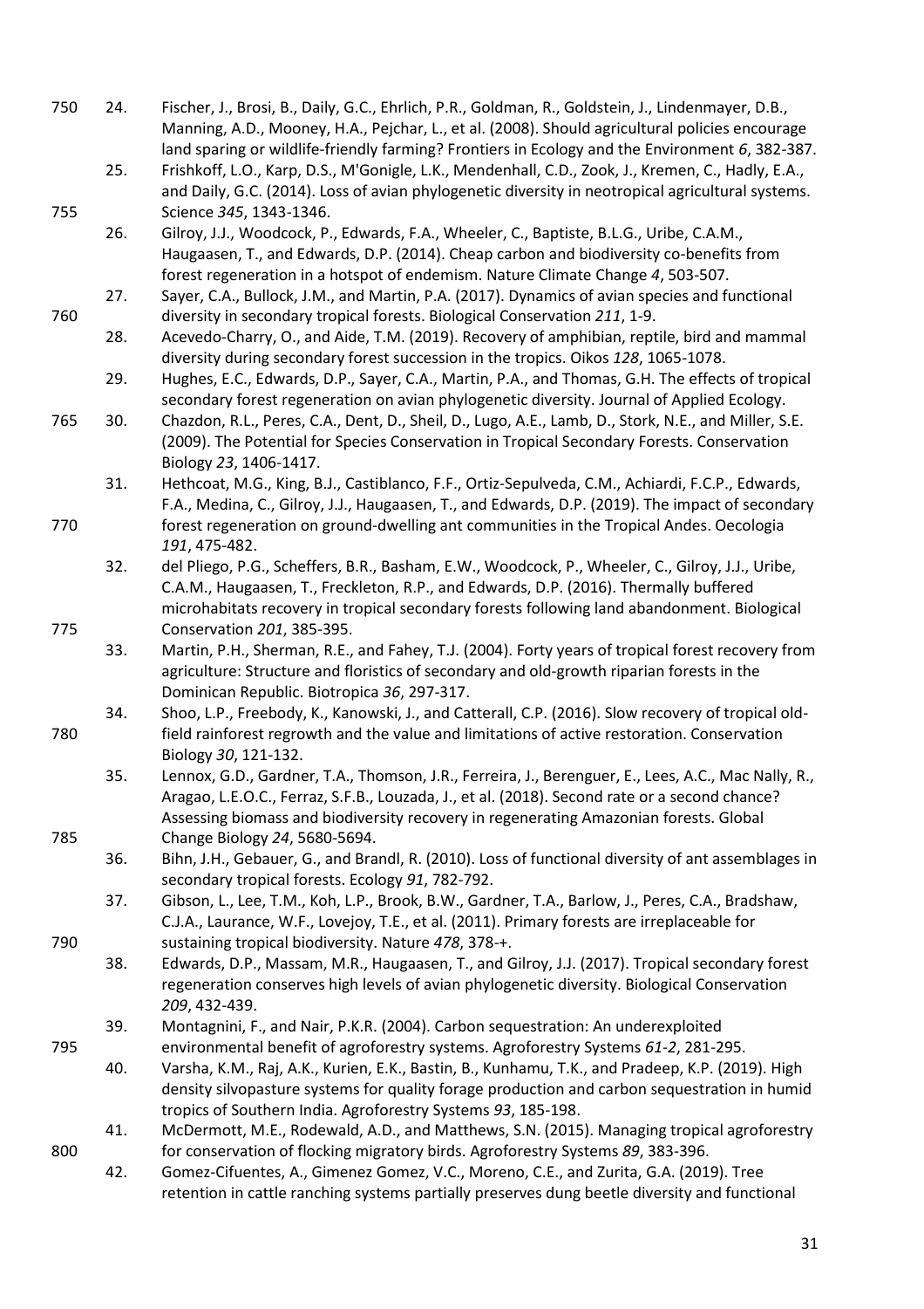24. Fischer, J., Brosi, B., Daily, G.C., Ehrlich, P.R., Goldman, R., Goldstein, J., Lindenmayer, D.B., Manning, A.D., Mooney, H.A., Pejchar, L., et al. (2008). Should agricultural policies encourage land sparing or wildlife-friendly farming? Frontiers in Ecology and the Environment *6*, 382-387.
25. Frishkoff, L.O., Karp, D.S., M'Gonigle, L.K., Mendenhall, C.D., Zook, J., Kremen, C., Hadly, E.A., and Daily, G.C. (2014). Loss of avian phylogenetic diversity in neotropical agricultural systems. Science *345*, 1343-1346.
26. Gilroy, J.J., Woodcock, P., Edwards, F.A., Wheeler, C., Baptiste, B.L.G., Uribe, C.A.M., Haugaasen, T., and Edwards, D.P. (2014). Cheap carbon and biodiversity co-benefits from forest regeneration in a hotspot of endemism. Nature Climate Change *4*, 503-507.
27. Sayer, C.A., Bullock, J.M., and Martin, P.A. (2017). Dynamics of avian species and functional diversity in secondary tropical forests. Biological Conservation *211*, 1-9.
28. Acevedo-Charry, O., and Aide, T.M. (2019). Recovery of amphibian, reptile, bird and mammal diversity during secondary forest succession in the tropics. Oikos *128*, 1065-1078.
29. Hughes, E.C., Edwards, D.P., Sayer, C.A., Martin, P.A., and Thomas, G.H. The effects of tropical secondary forest regeneration on avian phylogenetic diversity. Journal of Applied Ecology.
30. Chazdon, R.L., Peres, C.A., Dent, D., Sheil, D., Lugo, A.E., Lamb, D., Stork, N.E., and Miller, S.E. (2009). The Potential for Species Conservation in Tropical Secondary Forests. Conservation Biology *23*, 1406-1417.
31. Hethcoat, M.G., King, B.J., Castiblanco, F.F., Ortiz-Sepulveda, C.M., Achiardi, F.C.P., Edwards, F.A., Medina, C., Gilroy, J.J., Haugaasen, T., and Edwards, D.P. (2019). The impact of secondary forest regeneration on ground-dwelling ant communities in the Tropical Andes. Oecologia *191*, 475-482.
32. del Pliego, P.G., Scheffers, B.R., Basham, E.W., Woodcock, P., Wheeler, C., Gilroy, J.J., Uribe, C.A.M., Haugaasen, T., Freckleton, R.P., and Edwards, D.P. (2016). Thermally buffered microhabitats recovery in tropical secondary forests following land abandonment. Biological Conservation *201*, 385-395.
33. Martin, P.H., Sherman, R.E., and Fahey, T.J. (2004). Forty years of tropical forest recovery from agriculture: Structure and floristics of secondary and old-growth riparian forests in the Dominican Republic. Biotropica *36*, 297-317.
34. Shoo, L.P., Freebody, K., Kanowski, J., and Catterall, C.P. (2016). Slow recovery of tropical old-field rainforest regrowth and the value and limitations of active restoration. Conservation Biology *30*, 121-132.
35. Lennox, G.D., Gardner, T.A., Thomson, J.R., Ferreira, J., Berenguer, E., Lees, A.C., Mac Nally, R., Aragao, L.E.O.C., Ferraz, S.F.B., Louzada, J., et al. (2018). Second rate or a second chance? Assessing biomass and biodiversity recovery in regenerating Amazonian forests. Global Change Biology *24*, 5680-5694.
36. Bihn, J.H., Gebauer, G., and Brandl, R. (2010). Loss of functional diversity of ant assemblages in secondary tropical forests. Ecology *91*, 782-792.
37. Gibson, L., Lee, T.M., Koh, L.P., Brook, B.W., Gardner, T.A., Barlow, J., Peres, C.A., Bradshaw, C.J.A., Laurance, W.F., Lovejoy, T.E., et al. (2011). Primary forests are irreplaceable for sustaining tropical biodiversity. Nature *478*, 378-+.
38. Edwards, D.P., Massam, M.R., Haugaasen, T., and Gilroy, J.J. (2017). Tropical secondary forest regeneration conserves high levels of avian phylogenetic diversity. Biological Conservation *209*, 432-439.
39. Montagnini, F., and Nair, P.K.R. (2004). Carbon sequestration: An underexploited environmental benefit of agroforestry systems. Agroforestry Systems *61-2*, 281-295.
40. Varsha, K.M., Raj, A.K., Kurien, E.K., Bastin, B., Kunhamu, T.K., and Pradeep, K.P. (2019). High density silvopasture systems for quality forage production and carbon sequestration in humid tropics of Southern India. Agroforestry Systems *93*, 185-198.
41. McDermott, M.E., Rodewald, A.D., and Matthews, S.N. (2015). Managing tropical agroforestry for conservation of flocking migratory birds. Agroforestry Systems *89*, 383-396.
42. Gomez-Cifuentes, A., Gimenez Gomez, V.C., Moreno, C.E., and Zurita, G.A. (2019). Tree retention in cattle ranching systems partially preserves dung beetle diversity and functional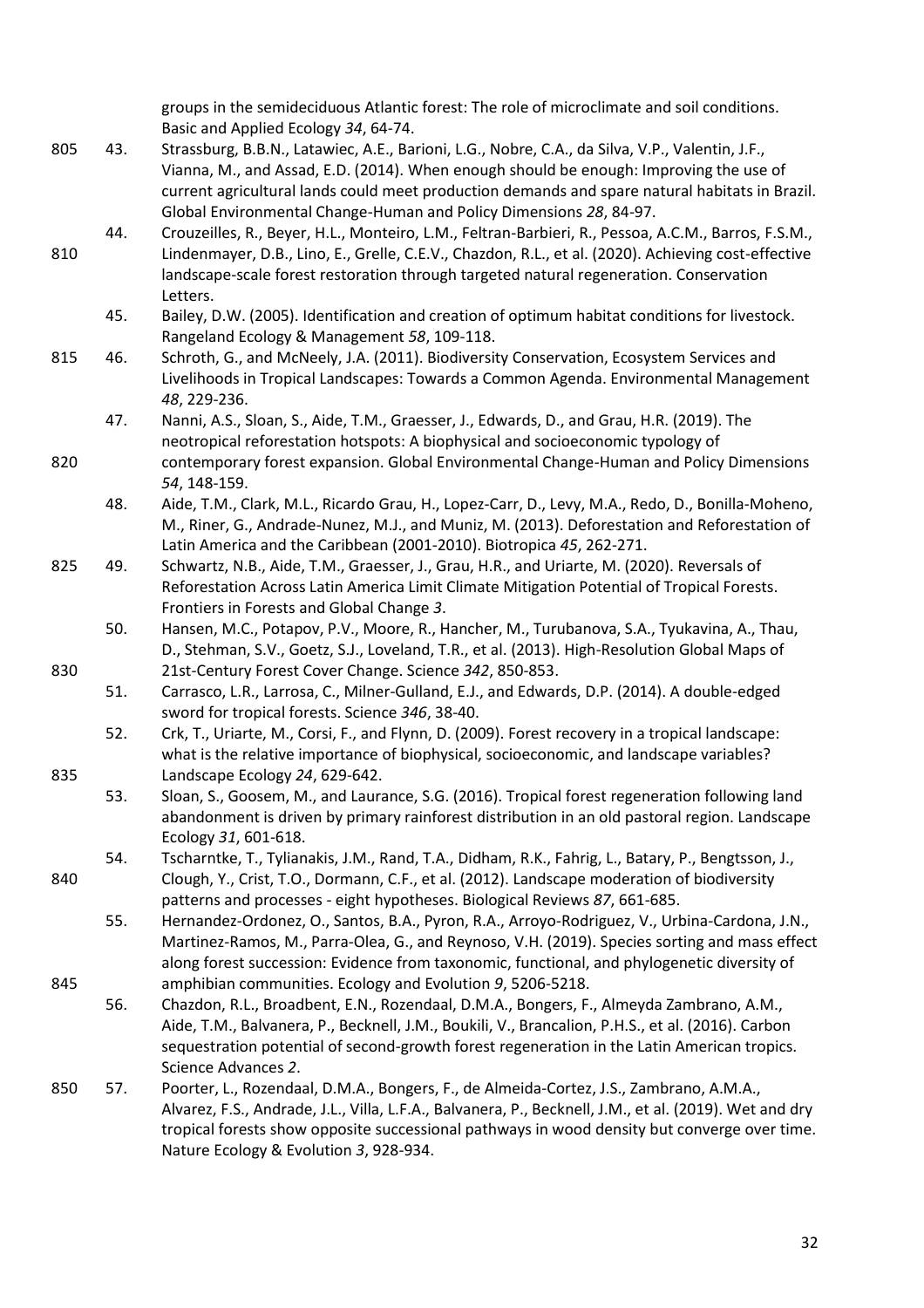groups in the semideciduous Atlantic forest: The role of microclimate and soil conditions. Basic and Applied Ecology *34*, 64-74.

43. Strassburg, B.B.N., Latawiec, A.E., Barioni, L.G., Nobre, C.A., da Silva, V.P., Valentin, J.F., Vianna, M., and Assad, E.D. (2014). When enough should be enough: Improving the use of current agricultural lands could meet production demands and spare natural habitats in Brazil. Global Environmental Change-Human and Policy Dimensions *28*, 84-97.

44. Crouzeilles, R., Beyer, H.L., Monteiro, L.M., Feltran-Barbieri, R., Pessoa, A.C.M., Barros, F.S.M., Lindenmayer, D.B., Lino, E., Grelle, C.E.V., Chazdon, R.L., et al. (2020). Achieving cost-effective landscape-scale forest restoration through targeted natural regeneration. Conservation Letters.

45. Bailey, D.W. (2005). Identification and creation of optimum habitat conditions for livestock. Rangeland Ecology & Management *58*, 109-118.

46. Schroth, G., and McNeely, J.A. (2011). Biodiversity Conservation, Ecosystem Services and Livelihoods in Tropical Landscapes: Towards a Common Agenda. Environmental Management *48*, 229-236.

47. Nanni, A.S., Sloan, S., Aide, T.M., Graesser, J., Edwards, D., and Grau, H.R. (2019). The neotropical reforestation hotspots: A biophysical and socioeconomic typology of contemporary forest expansion. Global Environmental Change-Human and Policy Dimensions *54*, 148-159.

48. Aide, T.M., Clark, M.L., Ricardo Grau, H., Lopez-Carr, D., Levy, M.A., Redo, D., Bonilla-Moheno, M., Riner, G., Andrade-Nunez, M.J., and Muniz, M. (2013). Deforestation and Reforestation of Latin America and the Caribbean (2001-2010). Biotropica *45*, 262-271.

49. Schwartz, N.B., Aide, T.M., Graesser, J., Grau, H.R., and Uriarte, M. (2020). Reversals of Reforestation Across Latin America Limit Climate Mitigation Potential of Tropical Forests. Frontiers in Forests and Global Change *3*.

50. Hansen, M.C., Potapov, P.V., Moore, R., Hancher, M., Turubanova, S.A., Tyukavina, A., Thau, D., Stehman, S.V., Goetz, S.J., Loveland, T.R., et al. (2013). High-Resolution Global Maps of 21st-Century Forest Cover Change. Science *342*, 850-853.

51. Carrasco, L.R., Larrosa, C., Milner-Gulland, E.J., and Edwards, D.P. (2014). A double-edged sword for tropical forests. Science *346*, 38-40.

52. Crk, T., Uriarte, M., Corsi, F., and Flynn, D. (2009). Forest recovery in a tropical landscape: what is the relative importance of biophysical, socioeconomic, and landscape variables? Landscape Ecology *24*, 629-642.

53. Sloan, S., Goosem, M., and Laurance, S.G. (2016). Tropical forest regeneration following land abandonment is driven by primary rainforest distribution in an old pastoral region. Landscape Ecology *31*, 601-618.

54. Tscharntke, T., Tylianakis, J.M., Rand, T.A., Didham, R.K., Fahrig, L., Batary, P., Bengtsson, J., Clough, Y., Crist, T.O., Dormann, C.F., et al. (2012). Landscape moderation of biodiversity patterns and processes - eight hypotheses. Biological Reviews *87*, 661-685.

55. Hernandez-Ordonez, O., Santos, B.A., Pyron, R.A., Arroyo-Rodriguez, V., Urbina-Cardona, J.N., Martinez-Ramos, M., Parra-Olea, G., and Reynoso, V.H. (2019). Species sorting and mass effect along forest succession: Evidence from taxonomic, functional, and phylogenetic diversity of amphibian communities. Ecology and Evolution *9*, 5206-5218.

56. Chazdon, R.L., Broadbent, E.N., Rozendaal, D.M.A., Bongers, F., Almeyda Zambrano, A.M., Aide, T.M., Balvanera, P., Becknell, J.M., Boukili, V., Brancalion, P.H.S., et al. (2016). Carbon sequestration potential of second-growth forest regeneration in the Latin American tropics. Science Advances *2*.

57. Poorter, L., Rozendaal, D.M.A., Bongers, F., de Almeida-Cortez, J.S., Zambrano, A.M.A., Alvarez, F.S., Andrade, J.L., Villa, L.F.A., Balvanera, P., Becknell, J.M., et al. (2019). Wet and dry tropical forests show opposite successional pathways in wood density but converge over time. Nature Ecology & Evolution *3*, 928-934.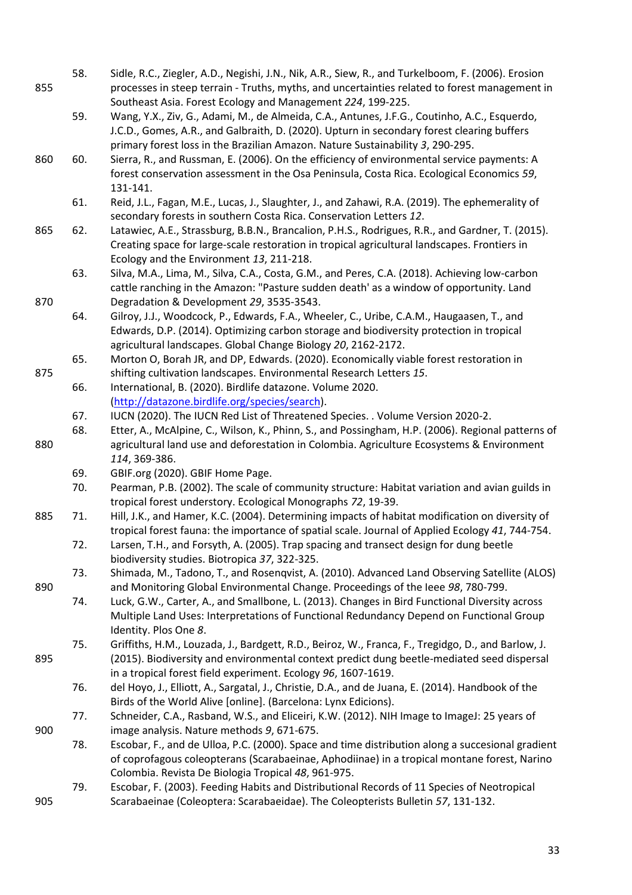58. Sidle, R.C., Ziegler, A.D., Negishi, J.N., Nik, A.R., Siew, R., and Turkelboom, F. (2006). Erosion processes in steep terrain - Truths, myths, and uncertainties related to forest management in Southeast Asia. Forest Ecology and Management *224*, 199-225.
59. Wang, Y.X., Ziv, G., Adami, M., de Almeida, C.A., Antunes, J.F.G., Coutinho, A.C., Esquerdo, J.C.D., Gomes, A.R., and Galbraith, D. (2020). Upturn in secondary forest clearing buffers primary forest loss in the Brazilian Amazon. Nature Sustainability *3*, 290-295.
60. Sierra, R., and Russman, E. (2006). On the efficiency of environmental service payments: A forest conservation assessment in the Osa Peninsula, Costa Rica. Ecological Economics *59*, 131-141.
61. Reid, J.L., Fagan, M.E., Lucas, J., Slaughter, J., and Zahawi, R.A. (2019). The ephemerality of secondary forests in southern Costa Rica. Conservation Letters *12*.
62. Latawiec, A.E., Strassburg, B.B.N., Brancalion, P.H.S., Rodrigues, R.R., and Gardner, T. (2015). Creating space for large-scale restoration in tropical agricultural landscapes. Frontiers in Ecology and the Environment *13*, 211-218.
63. Silva, M.A., Lima, M., Silva, C.A., Costa, G.M., and Peres, C.A. (2018). Achieving low-carbon cattle ranching in the Amazon: "Pasture sudden death' as a window of opportunity. Land Degradation & Development *29*, 3535-3543.
64. Gilroy, J.J., Woodcock, P., Edwards, F.A., Wheeler, C., Uribe, C.A.M., Haugaasen, T., and Edwards, D.P. (2014). Optimizing carbon storage and biodiversity protection in tropical agricultural landscapes. Global Change Biology *20*, 2162-2172.
65. Morton O, Borah JR, and DP, Edwards. (2020). Economically viable forest restoration in shifting cultivation landscapes. Environmental Research Letters *15*.
66. International, B. (2020). Birdlife datazone. Volume 2020. (http://datazone.birdlife.org/species/search).
67. IUCN (2020). The IUCN Red List of Threatened Species. . Volume Version 2020-2.
68. Etter, A., McAlpine, C., Wilson, K., Phinn, S., and Possingham, H.P. (2006). Regional patterns of agricultural land use and deforestation in Colombia. Agriculture Ecosystems & Environment *114*, 369-386.
69. GBIF.org (2020). GBIF Home Page.
70. Pearman, P.B. (2002). The scale of community structure: Habitat variation and avian guilds in tropical forest understory. Ecological Monographs *72*, 19-39.
71. Hill, J.K., and Hamer, K.C. (2004). Determining impacts of habitat modification on diversity of tropical forest fauna: the importance of spatial scale. Journal of Applied Ecology *41*, 744-754.
72. Larsen, T.H., and Forsyth, A. (2005). Trap spacing and transect design for dung beetle biodiversity studies. Biotropica *37*, 322-325.
73. Shimada, M., Tadono, T., and Rosenqvist, A. (2010). Advanced Land Observing Satellite (ALOS) and Monitoring Global Environmental Change. Proceedings of the Ieee *98*, 780-799.
74. Luck, G.W., Carter, A., and Smallbone, L. (2013). Changes in Bird Functional Diversity across Multiple Land Uses: Interpretations of Functional Redundancy Depend on Functional Group Identity. Plos One *8*.
75. Griffiths, H.M., Louzada, J., Bardgett, R.D., Beiroz, W., Franca, F., Tregidgo, D., and Barlow, J. (2015). Biodiversity and environmental context predict dung beetle-mediated seed dispersal in a tropical forest field experiment. Ecology *96*, 1607-1619.
76. del Hoyo, J., Elliott, A., Sargatal, J., Christie, D.A., and de Juana, E. (2014). Handbook of the Birds of the World Alive [online]. (Barcelona: Lynx Edicions).
77. Schneider, C.A., Rasband, W.S., and Eliceiri, K.W. (2012). NIH Image to ImageJ: 25 years of image analysis. Nature methods *9*, 671-675.
78. Escobar, F., and de Ulloa, P.C. (2000). Space and time distribution along a succesional gradient of coprofagous coleopterans (Scarabaeinae, Aphodiinae) in a tropical montane forest, Narino Colombia. Revista De Biologia Tropical *48*, 961-975.
79. Escobar, F. (2003). Feeding Habits and Distributional Records of 11 Species of Neotropical Scarabaeinae (Coleoptera: Scarabaeidae). The Coleopterists Bulletin *57*, 131-132.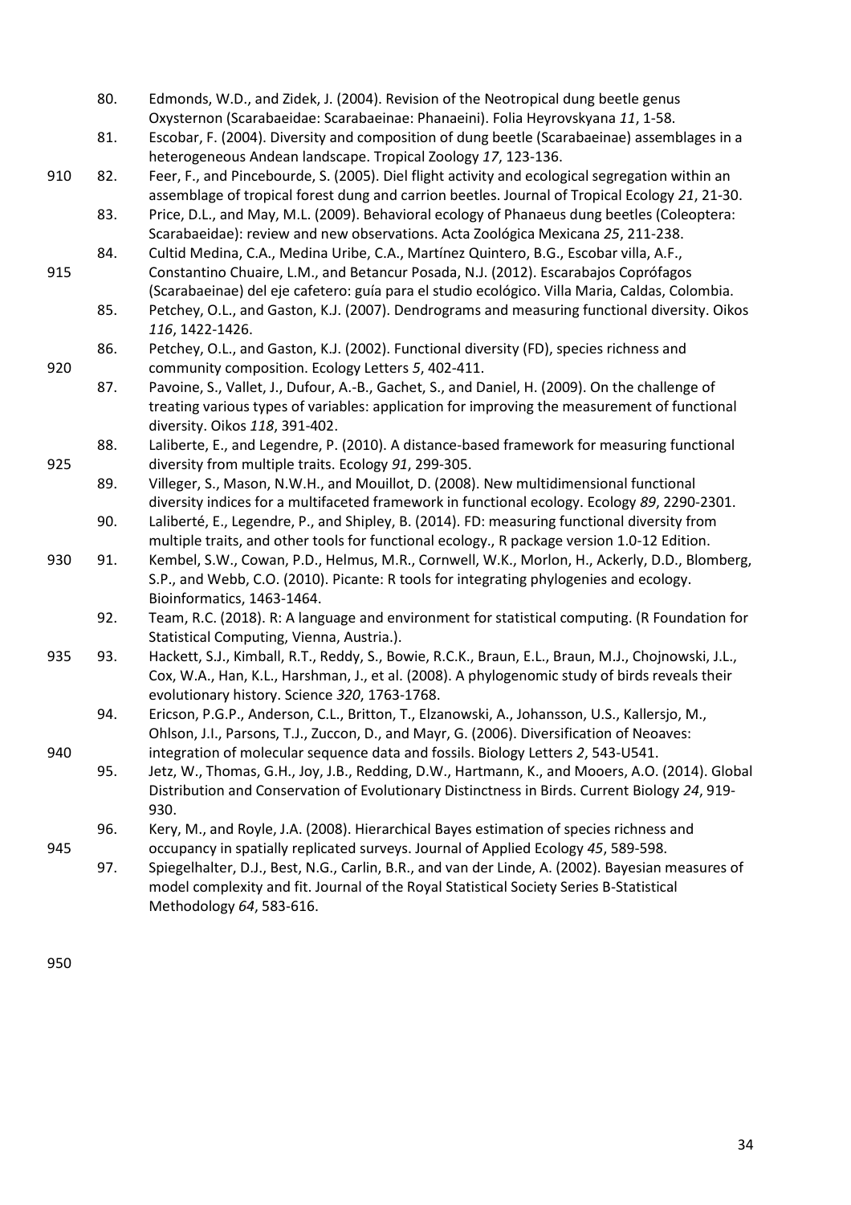80. Edmonds, W.D., and Zidek, J. (2004). Revision of the Neotropical dung beetle genus Oxysternon (Scarabaeidae: Scarabaeinae: Phanaeini). Folia Heyrovskyana *11*, 1-58.
81. Escobar, F. (2004). Diversity and composition of dung beetle (Scarabaeinae) assemblages in a heterogeneous Andean landscape. Tropical Zoology *17*, 123-136.
82. Feer, F., and Pincebourde, S. (2005). Diel flight activity and ecological segregation within an assemblage of tropical forest dung and carrion beetles. Journal of Tropical Ecology *21*, 21-30.
83. Price, D.L., and May, M.L. (2009). Behavioral ecology of Phanaeus dung beetles (Coleoptera: Scarabaeidae): review and new observations. Acta Zoológica Mexicana *25*, 211-238.
84. Cultid Medina, C.A., Medina Uribe, C.A., Martínez Quintero, B.G., Escobar villa, A.F., Constantino Chuaire, L.M., and Betancur Posada, N.J. (2012). Escarabajos Coprófagos (Scarabaeinae) del eje cafetero: guía para el studio ecológico. Villa Maria, Caldas, Colombia.
85. Petchey, O.L., and Gaston, K.J. (2007). Dendrograms and measuring functional diversity. Oikos *116*, 1422-1426.
86. Petchey, O.L., and Gaston, K.J. (2002). Functional diversity (FD), species richness and community composition. Ecology Letters *5*, 402-411.
87. Pavoine, S., Vallet, J., Dufour, A.-B., Gachet, S., and Daniel, H. (2009). On the challenge of treating various types of variables: application for improving the measurement of functional diversity. Oikos *118*, 391-402.
88. Laliberte, E., and Legendre, P. (2010). A distance-based framework for measuring functional diversity from multiple traits. Ecology *91*, 299-305.
89. Villeger, S., Mason, N.W.H., and Mouillot, D. (2008). New multidimensional functional diversity indices for a multifaceted framework in functional ecology. Ecology *89*, 2290-2301.
90. Laliberté, E., Legendre, P., and Shipley, B. (2014). FD: measuring functional diversity from multiple traits, and other tools for functional ecology., R package version 1.0-12 Edition.
91. Kembel, S.W., Cowan, P.D., Helmus, M.R., Cornwell, W.K., Morlon, H., Ackerly, D.D., Blomberg, S.P., and Webb, C.O. (2010). Picante: R tools for integrating phylogenies and ecology. Bioinformatics, 1463-1464.
92. Team, R.C. (2018). R: A language and environment for statistical computing. (R Foundation for Statistical Computing, Vienna, Austria.).
93. Hackett, S.J., Kimball, R.T., Reddy, S., Bowie, R.C.K., Braun, E.L., Braun, M.J., Chojnowski, J.L., Cox, W.A., Han, K.L., Harshman, J., et al. (2008). A phylogenomic study of birds reveals their evolutionary history. Science *320*, 1763-1768.
94. Ericson, P.G.P., Anderson, C.L., Britton, T., Elzanowski, A., Johansson, U.S., Kallersjo, M., Ohlson, J.I., Parsons, T.J., Zuccon, D., and Mayr, G. (2006). Diversification of Neoaves: integration of molecular sequence data and fossils. Biology Letters *2*, 543-U541.
95. Jetz, W., Thomas, G.H., Joy, J.B., Redding, D.W., Hartmann, K., and Mooers, A.O. (2014). Global Distribution and Conservation of Evolutionary Distinctness in Birds. Current Biology *24*, 919-930.
96. Kery, M., and Royle, J.A. (2008). Hierarchical Bayes estimation of species richness and occupancy in spatially replicated surveys. Journal of Applied Ecology *45*, 589-598.
97. Spiegelhalter, D.J., Best, N.G., Carlin, B.R., and van der Linde, A. (2002). Bayesian measures of model complexity and fit. Journal of the Royal Statistical Society Series B-Statistical Methodology *64*, 583-616.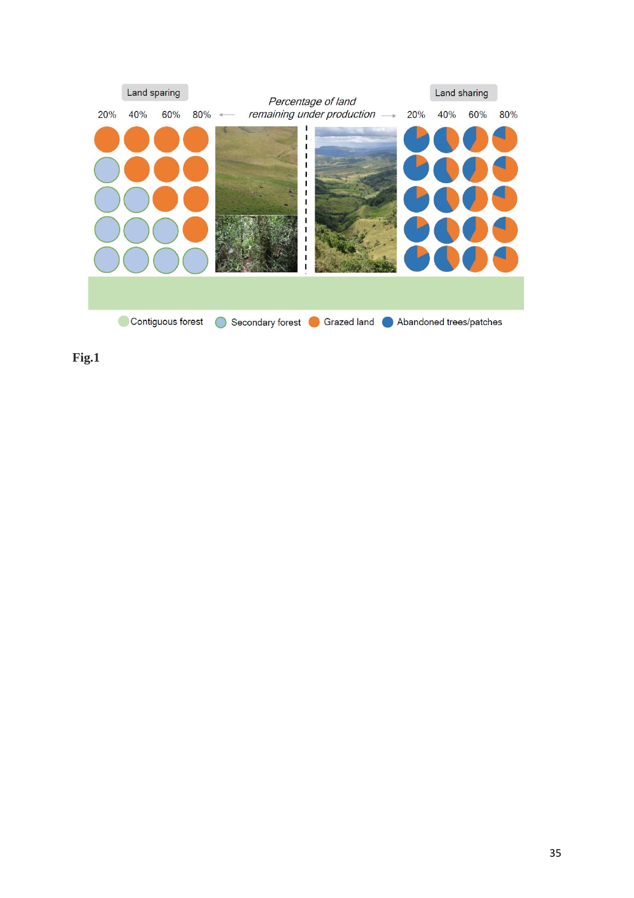Fig.1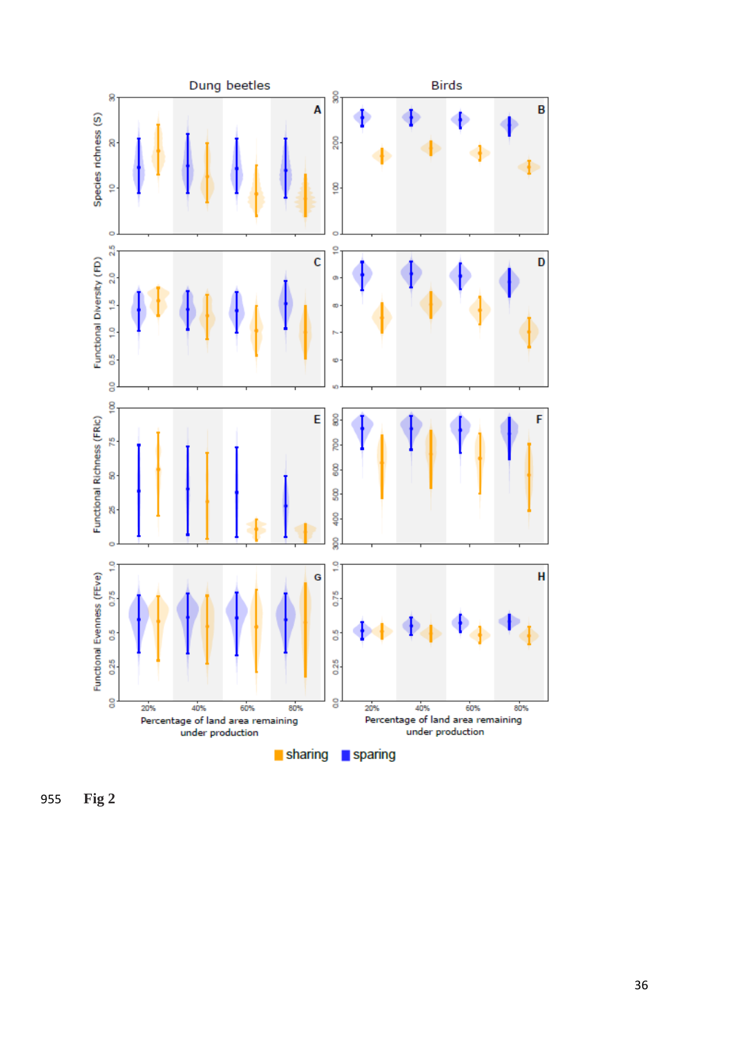955 **Fig 2**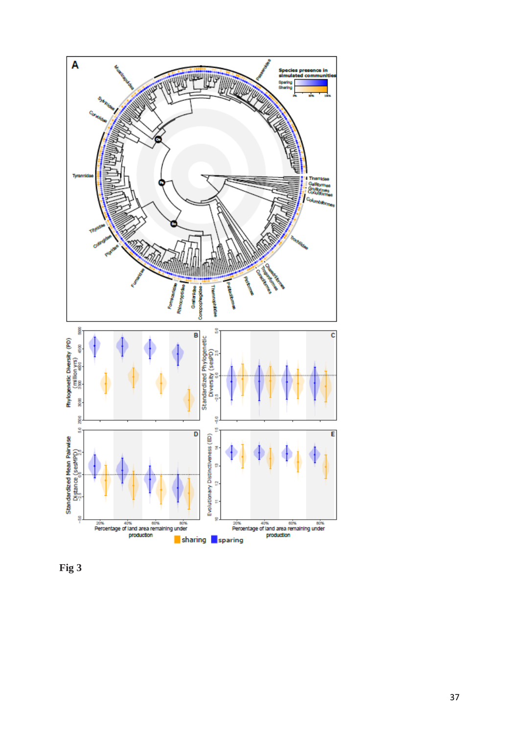Fig 3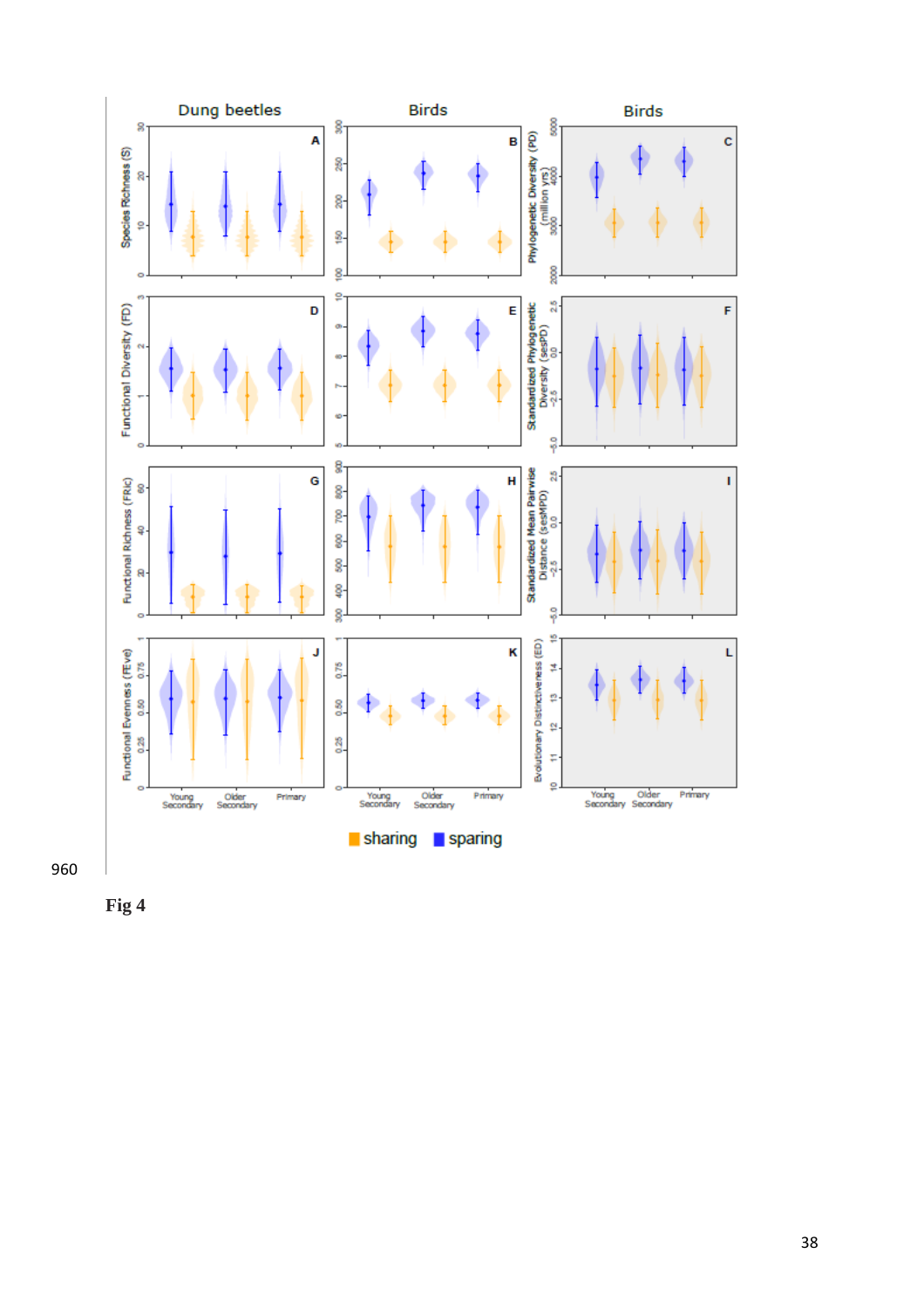Dung beetles

Birds

Birds

Species Richness (S)

Phylogenetic Diversity (PD) (million yrs)

Functional Diversity (FD)

Standardized Phylogenetic Diversity (sesPD)

Functional Richness (FRic)

Standardized Mean Pairwise Distance (sesMPD)

Functional Evenness (FEve)

Evolutionary Distinctiveness (ED)

A B C D E F G H I J K L

Young Secondary

Older Secondary

Primary

sharing

sparing

960

**Fig 4**